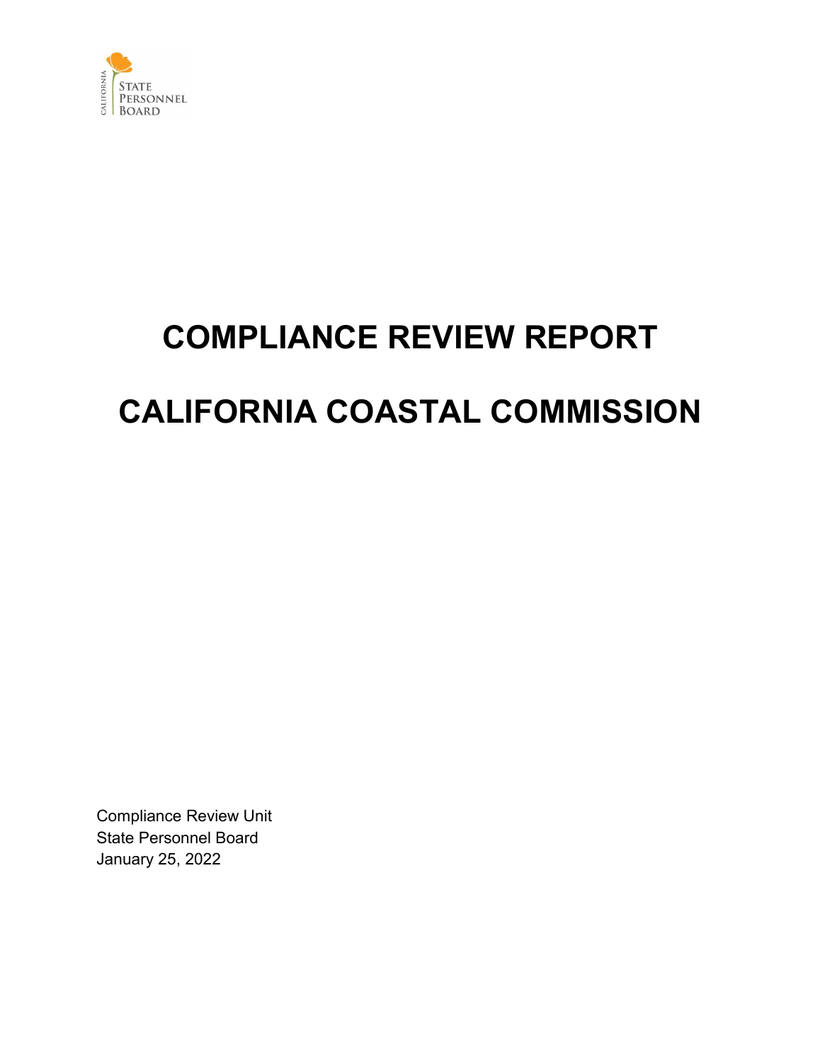CALIFORNIA STATE PERSONNEL BOARD

# COMPLIANCE REVIEW REPORT

# CALIFORNIA COASTAL COMMISSION

Compliance Review Unit
State Personnel Board
January 25, 2022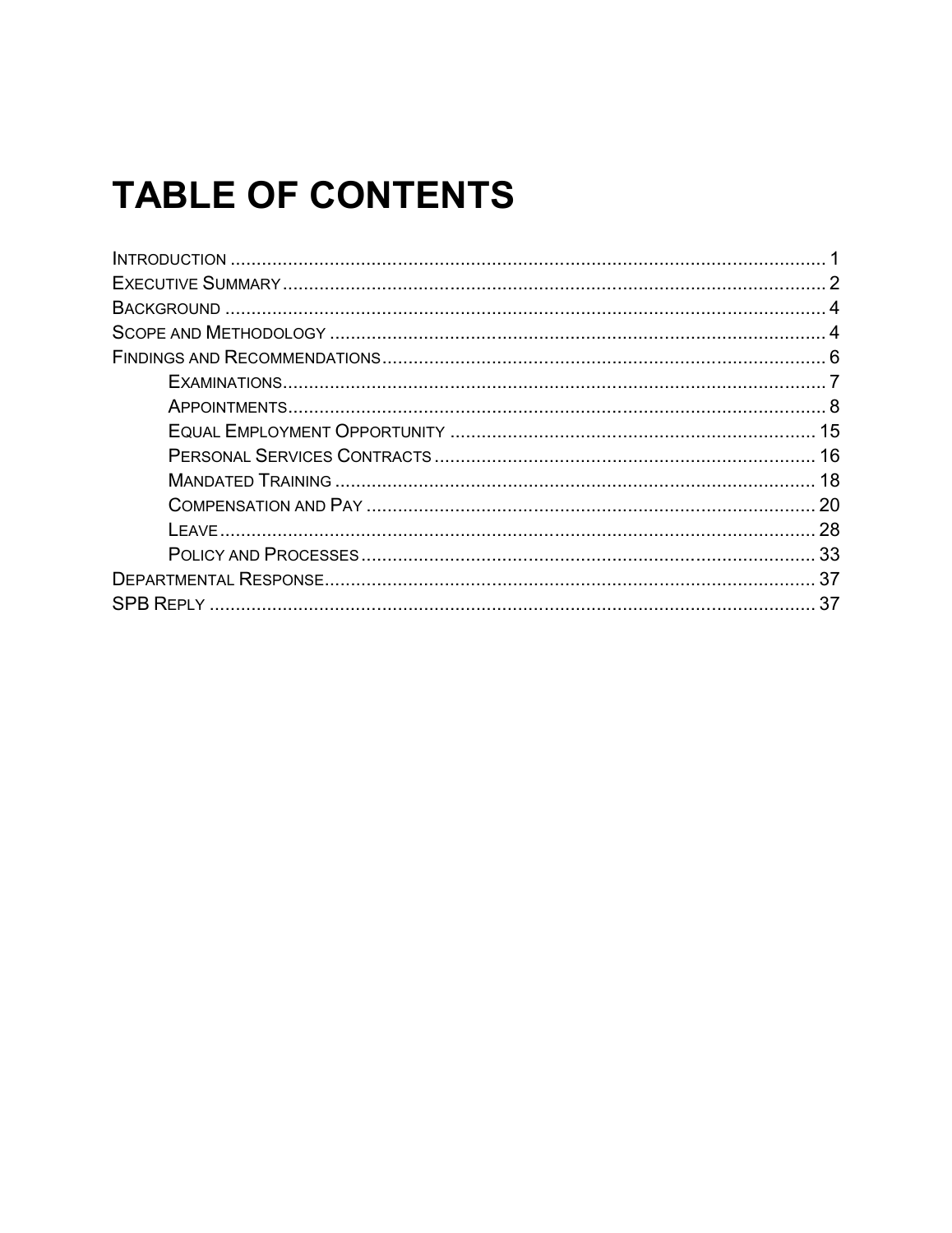# TABLE OF CONTENTS

- INTRODUCTION .................................................. 1
- EXECUTIVE SUMMARY .................................................. 2
- BACKGROUND .................................................. 4
- SCOPE AND METHODOLOGY .................................................. 4
- FINDINGS AND RECOMMENDATIONS .................................................. 6
  - EXAMINATIONS .................................................. 7
  - APPOINTMENTS .................................................. 8
  - EQUAL EMPLOYMENT OPPORTUNITY .................................................. 15
  - PERSONAL SERVICES CONTRACTS .................................................. 16
  - MANDATED TRAINING .................................................. 18
  - COMPENSATION AND PAY .................................................. 20
  - LEAVE .................................................. 28
  - POLICY AND PROCESSES .................................................. 33
- DEPARTMENTAL RESPONSE .................................................. 37
- SPB REPLY .................................................. 37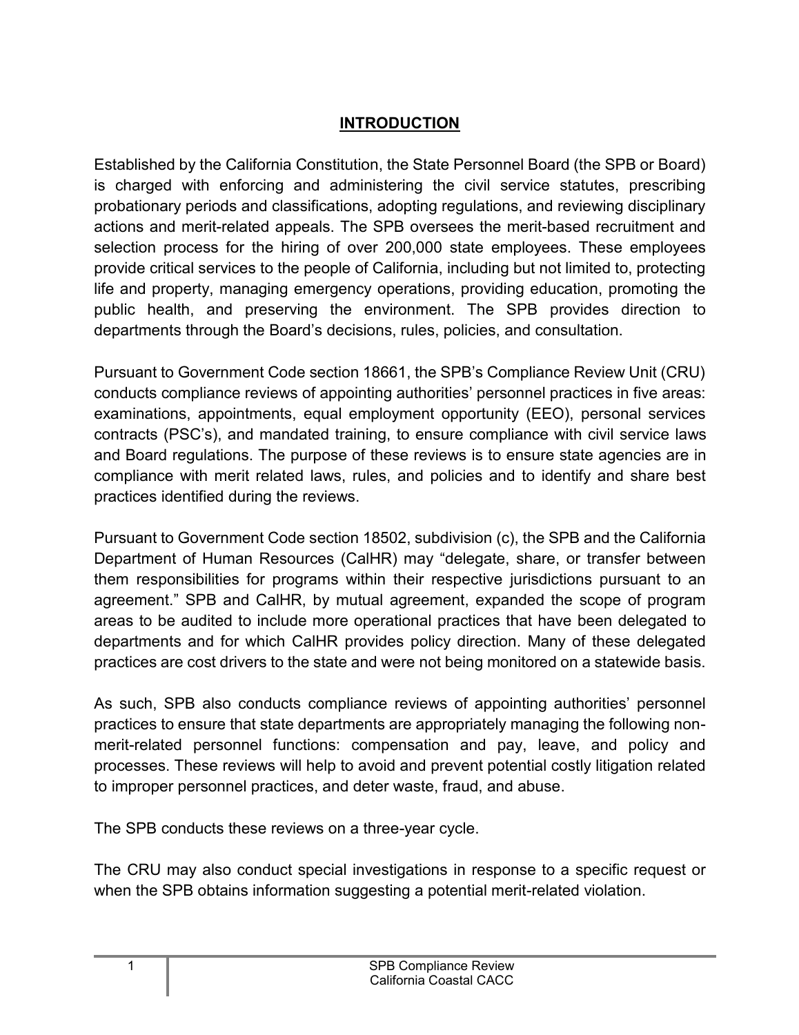## INTRODUCTION

Established by the California Constitution, the State Personnel Board (the SPB or Board) is charged with enforcing and administering the civil service statutes, prescribing probationary periods and classifications, adopting regulations, and reviewing disciplinary actions and merit-related appeals. The SPB oversees the merit-based recruitment and selection process for the hiring of over 200,000 state employees. These employees provide critical services to the people of California, including but not limited to, protecting life and property, managing emergency operations, providing education, promoting the public health, and preserving the environment. The SPB provides direction to departments through the Board's decisions, rules, policies, and consultation.

Pursuant to Government Code section 18661, the SPB's Compliance Review Unit (CRU) conducts compliance reviews of appointing authorities' personnel practices in five areas: examinations, appointments, equal employment opportunity (EEO), personal services contracts (PSC's), and mandated training, to ensure compliance with civil service laws and Board regulations. The purpose of these reviews is to ensure state agencies are in compliance with merit related laws, rules, and policies and to identify and share best practices identified during the reviews.

Pursuant to Government Code section 18502, subdivision (c), the SPB and the California Department of Human Resources (CalHR) may "delegate, share, or transfer between them responsibilities for programs within their respective jurisdictions pursuant to an agreement." SPB and CalHR, by mutual agreement, expanded the scope of program areas to be audited to include more operational practices that have been delegated to departments and for which CalHR provides policy direction. Many of these delegated practices are cost drivers to the state and were not being monitored on a statewide basis.

As such, SPB also conducts compliance reviews of appointing authorities' personnel practices to ensure that state departments are appropriately managing the following non-merit-related personnel functions: compensation and pay, leave, and policy and processes. These reviews will help to avoid and prevent potential costly litigation related to improper personnel practices, and deter waste, fraud, and abuse.

The SPB conducts these reviews on a three-year cycle.

The CRU may also conduct special investigations in response to a specific request or when the SPB obtains information suggesting a potential merit-related violation.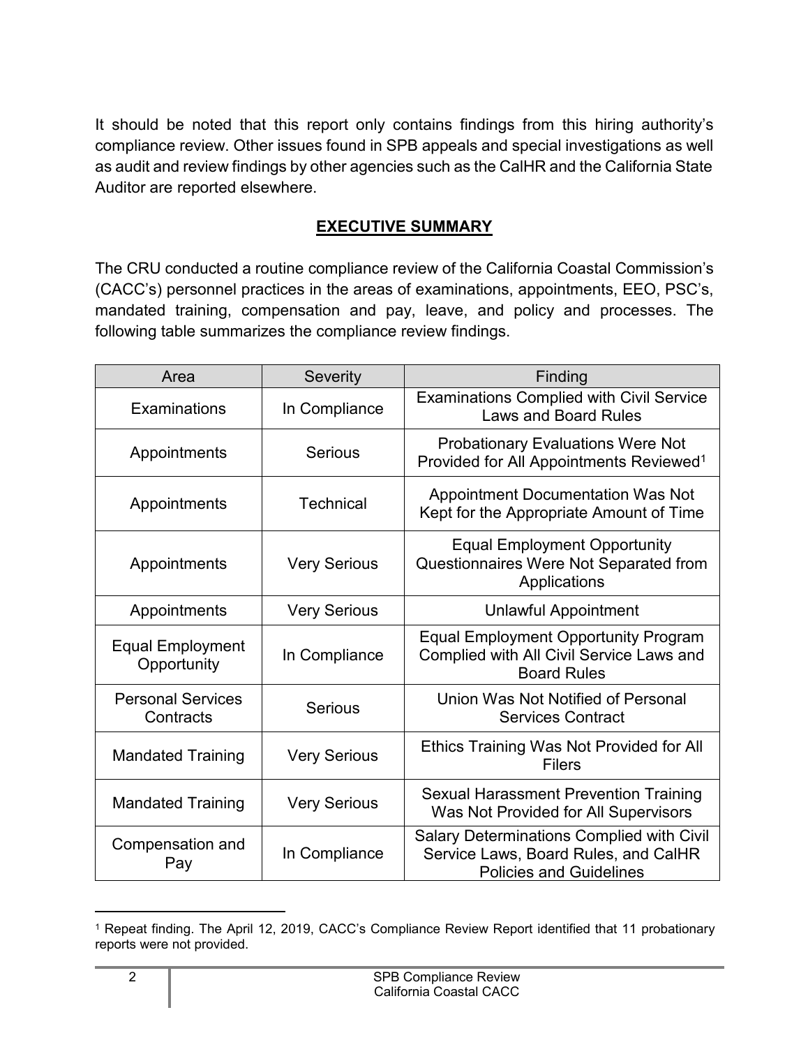It should be noted that this report only contains findings from this hiring authority's compliance review. Other issues found in SPB appeals and special investigations as well as audit and review findings by other agencies such as the CalHR and the California State Auditor are reported elsewhere.

## EXECUTIVE SUMMARY

The CRU conducted a routine compliance review of the California Coastal Commission's (CACC's) personnel practices in the areas of examinations, appointments, EEO, PSC's, mandated training, compensation and pay, leave, and policy and processes. The following table summarizes the compliance review findings.

| Area | Severity | Finding |
|---|---|---|
| Examinations | In Compliance | Examinations Complied with Civil Service Laws and Board Rules |
| Appointments | Serious | Probationary Evaluations Were Not Provided for All Appointments Reviewed[1] |
| Appointments | Technical | Appointment Documentation Was Not Kept for the Appropriate Amount of Time |
| Appointments | Very Serious | Equal Employment Opportunity Questionnaires Were Not Separated from Applications |
| Appointments | Very Serious | Unlawful Appointment |
| Equal Employment Opportunity | In Compliance | Equal Employment Opportunity Program Complied with All Civil Service Laws and Board Rules |
| Personal Services Contracts | Serious | Union Was Not Notified of Personal Services Contract |
| Mandated Training | Very Serious | Ethics Training Was Not Provided for All Filers |
| Mandated Training | Very Serious | Sexual Harassment Prevention Training Was Not Provided for All Supervisors |
| Compensation and Pay | In Compliance | Salary Determinations Complied with Civil Service Laws, Board Rules, and CalHR Policies and Guidelines |

[1] Repeat finding. The April 12, 2019, CACC's Compliance Review Report identified that 11 probationary reports were not provided.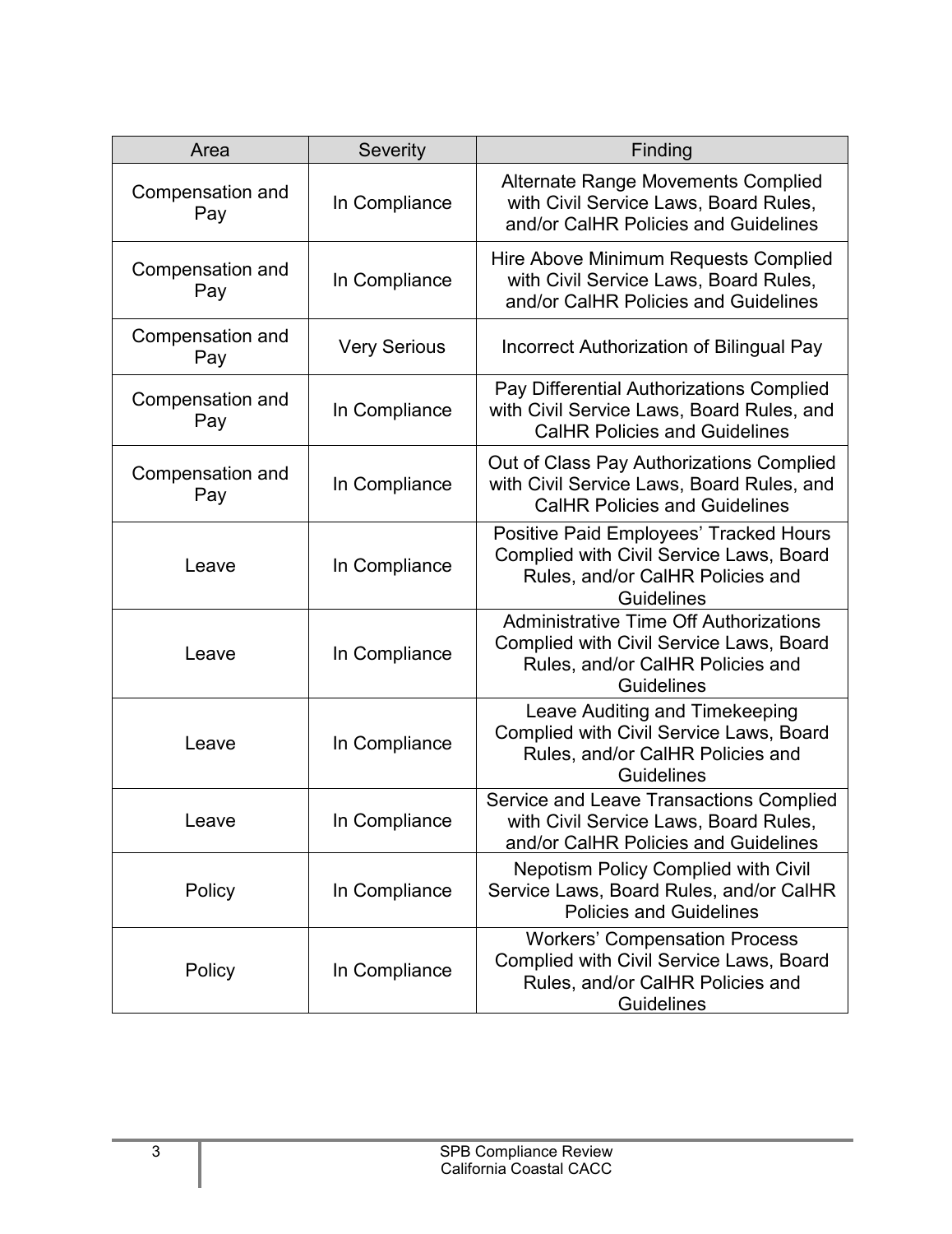| Area | Severity | Finding |
|---|---|---|
| Compensation and Pay | In Compliance | Alternate Range Movements Complied with Civil Service Laws, Board Rules, and/or CalHR Policies and Guidelines |
| Compensation and Pay | In Compliance | Hire Above Minimum Requests Complied with Civil Service Laws, Board Rules, and/or CalHR Policies and Guidelines |
| Compensation and Pay | Very Serious | Incorrect Authorization of Bilingual Pay |
| Compensation and Pay | In Compliance | Pay Differential Authorizations Complied with Civil Service Laws, Board Rules, and CalHR Policies and Guidelines |
| Compensation and Pay | In Compliance | Out of Class Pay Authorizations Complied with Civil Service Laws, Board Rules, and CalHR Policies and Guidelines |
| Leave | In Compliance | Positive Paid Employees' Tracked Hours Complied with Civil Service Laws, Board Rules, and/or CalHR Policies and Guidelines |
| Leave | In Compliance | Administrative Time Off Authorizations Complied with Civil Service Laws, Board Rules, and/or CalHR Policies and Guidelines |
| Leave | In Compliance | Leave Auditing and Timekeeping Complied with Civil Service Laws, Board Rules, and/or CalHR Policies and Guidelines |
| Leave | In Compliance | Service and Leave Transactions Complied with Civil Service Laws, Board Rules, and/or CalHR Policies and Guidelines |
| Policy | In Compliance | Nepotism Policy Complied with Civil Service Laws, Board Rules, and/or CalHR Policies and Guidelines |
| Policy | In Compliance | Workers' Compensation Process Complied with Civil Service Laws, Board Rules, and/or CalHR Policies and Guidelines |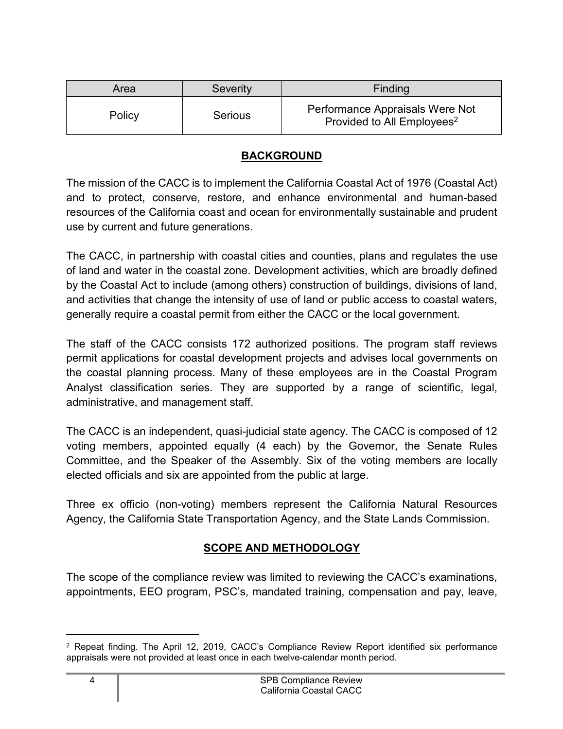| Area | Severity | Finding |
| --- | --- | --- |
| Policy | Serious | Performance Appraisals Were Not Provided to All Employees[2] |

## BACKGROUND

The mission of the CACC is to implement the California Coastal Act of 1976 (Coastal Act) and to protect, conserve, restore, and enhance environmental and human-based resources of the California coast and ocean for environmentally sustainable and prudent use by current and future generations.

The CACC, in partnership with coastal cities and counties, plans and regulates the use of land and water in the coastal zone. Development activities, which are broadly defined by the Coastal Act to include (among others) construction of buildings, divisions of land, and activities that change the intensity of use of land or public access to coastal waters, generally require a coastal permit from either the CACC or the local government.

The staff of the CACC consists 172 authorized positions. The program staff reviews permit applications for coastal development projects and advises local governments on the coastal planning process. Many of these employees are in the Coastal Program Analyst classification series. They are supported by a range of scientific, legal, administrative, and management staff.

The CACC is an independent, quasi-judicial state agency. The CACC is composed of 12 voting members, appointed equally (4 each) by the Governor, the Senate Rules Committee, and the Speaker of the Assembly. Six of the voting members are locally elected officials and six are appointed from the public at large.

Three ex officio (non-voting) members represent the California Natural Resources Agency, the California State Transportation Agency, and the State Lands Commission.

## SCOPE AND METHODOLOGY

The scope of the compliance review was limited to reviewing the CACC's examinations, appointments, EEO program, PSC's, mandated training, compensation and pay, leave,

[2] Repeat finding. The April 12, 2019, CACC's Compliance Review Report identified six performance appraisals were not provided at least once in each twelve-calendar month period.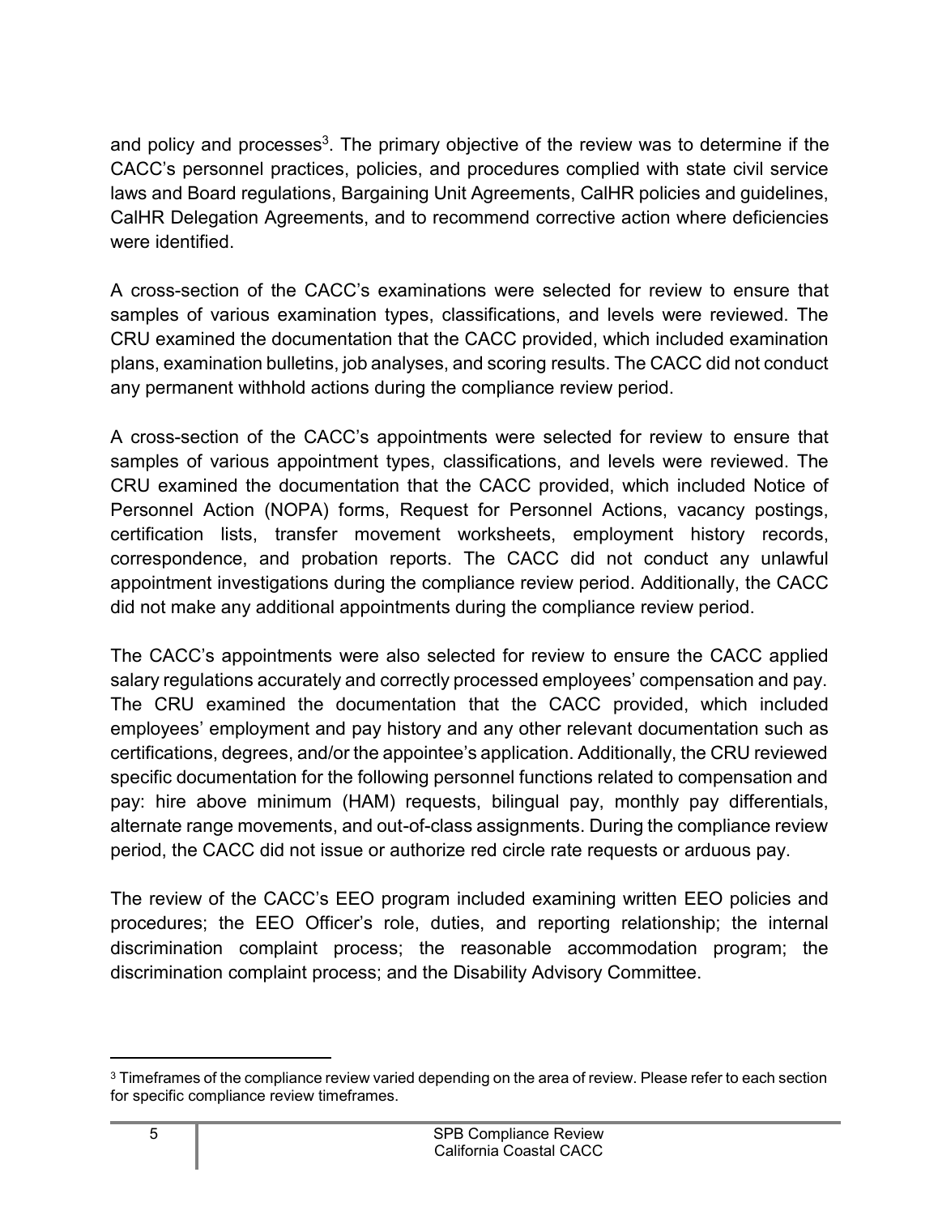and policy and processes[3]. The primary objective of the review was to determine if the CACC's personnel practices, policies, and procedures complied with state civil service laws and Board regulations, Bargaining Unit Agreements, CalHR policies and guidelines, CalHR Delegation Agreements, and to recommend corrective action where deficiencies were identified.

A cross-section of the CACC's examinations were selected for review to ensure that samples of various examination types, classifications, and levels were reviewed. The CRU examined the documentation that the CACC provided, which included examination plans, examination bulletins, job analyses, and scoring results. The CACC did not conduct any permanent withhold actions during the compliance review period.

A cross-section of the CACC's appointments were selected for review to ensure that samples of various appointment types, classifications, and levels were reviewed. The CRU examined the documentation that the CACC provided, which included Notice of Personnel Action (NOPA) forms, Request for Personnel Actions, vacancy postings, certification lists, transfer movement worksheets, employment history records, correspondence, and probation reports. The CACC did not conduct any unlawful appointment investigations during the compliance review period. Additionally, the CACC did not make any additional appointments during the compliance review period.

The CACC's appointments were also selected for review to ensure the CACC applied salary regulations accurately and correctly processed employees' compensation and pay. The CRU examined the documentation that the CACC provided, which included employees' employment and pay history and any other relevant documentation such as certifications, degrees, and/or the appointee's application. Additionally, the CRU reviewed specific documentation for the following personnel functions related to compensation and pay: hire above minimum (HAM) requests, bilingual pay, monthly pay differentials, alternate range movements, and out-of-class assignments. During the compliance review period, the CACC did not issue or authorize red circle rate requests or arduous pay.

The review of the CACC's EEO program included examining written EEO policies and procedures; the EEO Officer's role, duties, and reporting relationship; the internal discrimination complaint process; the reasonable accommodation program; the discrimination complaint process; and the Disability Advisory Committee.

---

[3] Timeframes of the compliance review varied depending on the area of review. Please refer to each section for specific compliance review timeframes.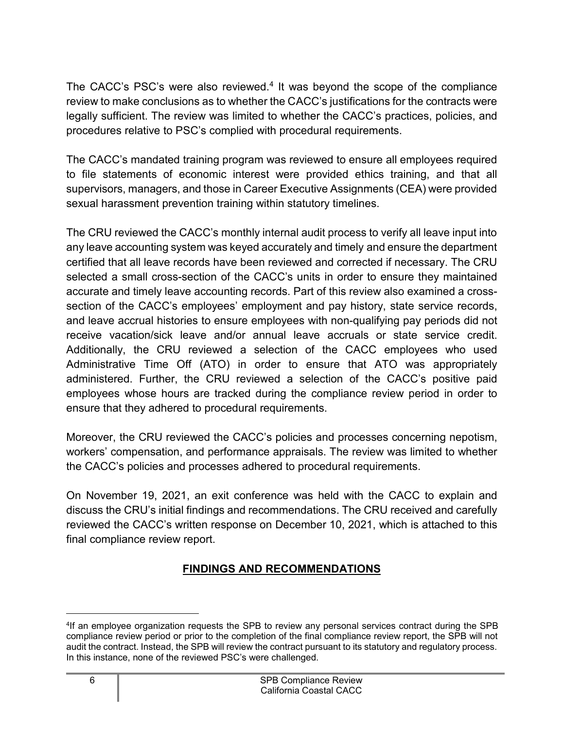The CACC's PSC's were also reviewed.[4] It was beyond the scope of the compliance review to make conclusions as to whether the CACC's justifications for the contracts were legally sufficient. The review was limited to whether the CACC's practices, policies, and procedures relative to PSC's complied with procedural requirements.

The CACC's mandated training program was reviewed to ensure all employees required to file statements of economic interest were provided ethics training, and that all supervisors, managers, and those in Career Executive Assignments (CEA) were provided sexual harassment prevention training within statutory timelines.

The CRU reviewed the CACC's monthly internal audit process to verify all leave input into any leave accounting system was keyed accurately and timely and ensure the department certified that all leave records have been reviewed and corrected if necessary. The CRU selected a small cross-section of the CACC's units in order to ensure they maintained accurate and timely leave accounting records. Part of this review also examined a cross-section of the CACC's employees' employment and pay history, state service records, and leave accrual histories to ensure employees with non-qualifying pay periods did not receive vacation/sick leave and/or annual leave accruals or state service credit. Additionally, the CRU reviewed a selection of the CACC employees who used Administrative Time Off (ATO) in order to ensure that ATO was appropriately administered. Further, the CRU reviewed a selection of the CACC's positive paid employees whose hours are tracked during the compliance review period in order to ensure that they adhered to procedural requirements.

Moreover, the CRU reviewed the CACC's policies and processes concerning nepotism, workers' compensation, and performance appraisals. The review was limited to whether the CACC's policies and processes adhered to procedural requirements.

On November 19, 2021, an exit conference was held with the CACC to explain and discuss the CRU's initial findings and recommendations. The CRU received and carefully reviewed the CACC's written response on December 10, 2021, which is attached to this final compliance review report.

## FINDINGS AND RECOMMENDATIONS

[4] If an employee organization requests the SPB to review any personal services contract during the SPB compliance review period or prior to the completion of the final compliance review report, the SPB will not audit the contract. Instead, the SPB will review the contract pursuant to its statutory and regulatory process. In this instance, none of the reviewed PSC's were challenged.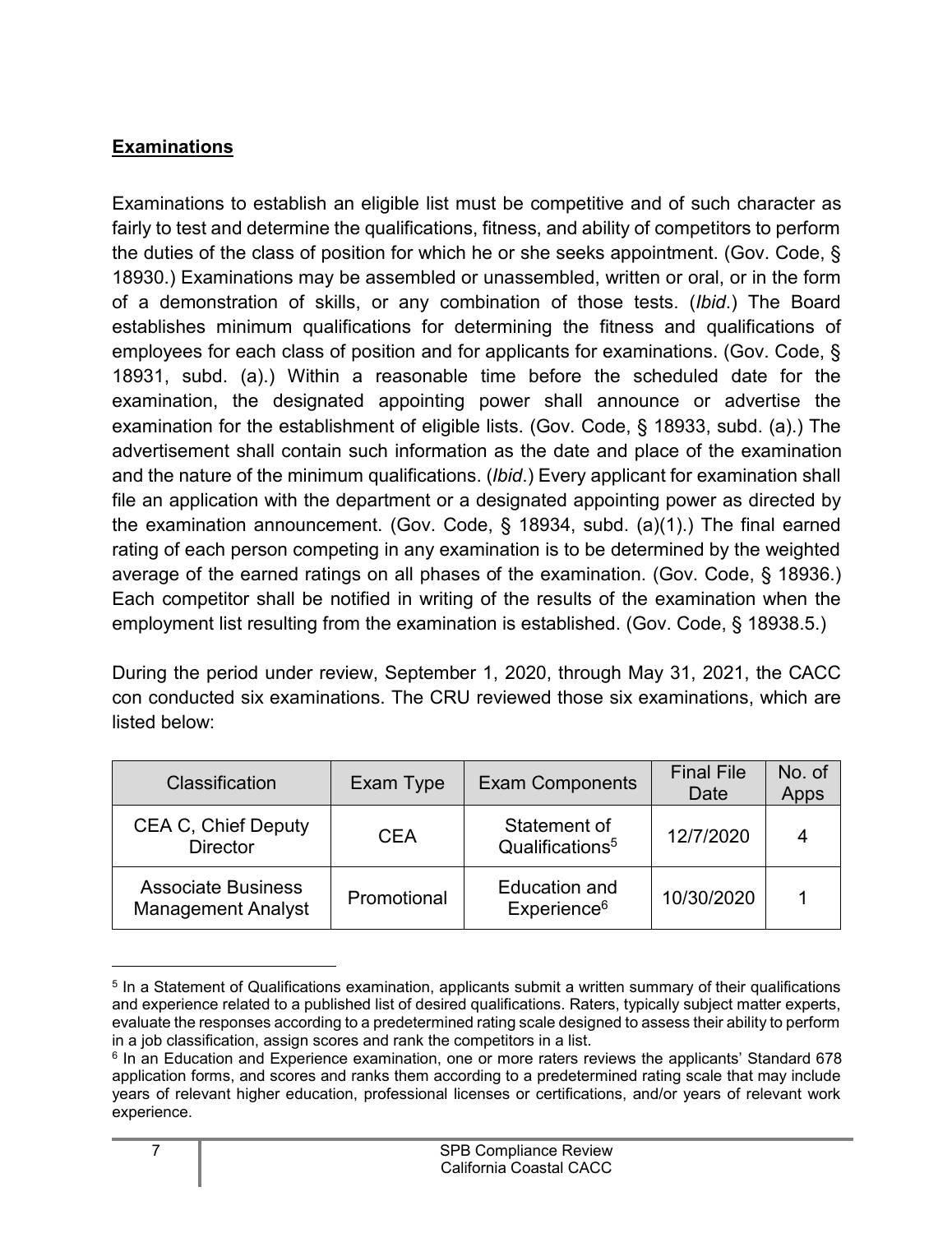## **Examinations**

Examinations to establish an eligible list must be competitive and of such character as fairly to test and determine the qualifications, fitness, and ability of competitors to perform the duties of the class of position for which he or she seeks appointment. (Gov. Code, § 18930.) Examinations may be assembled or unassembled, written or oral, or in the form of a demonstration of skills, or any combination of those tests. (*Ibid*.) The Board establishes minimum qualifications for determining the fitness and qualifications of employees for each class of position and for applicants for examinations. (Gov. Code, § 18931, subd. (a).) Within a reasonable time before the scheduled date for the examination, the designated appointing power shall announce or advertise the examination for the establishment of eligible lists. (Gov. Code, § 18933, subd. (a).) The advertisement shall contain such information as the date and place of the examination and the nature of the minimum qualifications. (*Ibid*.) Every applicant for examination shall file an application with the department or a designated appointing power as directed by the examination announcement. (Gov. Code, § 18934, subd. (a)(1).) The final earned rating of each person competing in any examination is to be determined by the weighted average of the earned ratings on all phases of the examination. (Gov. Code, § 18936.) Each competitor shall be notified in writing of the results of the examination when the employment list resulting from the examination is established. (Gov. Code, § 18938.5.)

During the period under review, September 1, 2020, through May 31, 2021, the CACC con conducted six examinations. The CRU reviewed those six examinations, which are listed below:

| Classification | Exam Type | Exam Components | Final File Date | No. of Apps |
|---|---|---|---|---|
| CEA C, Chief Deputy Director | CEA | Statement of Qualifications[5] | 12/7/2020 | 4 |
| Associate Business Management Analyst | Promotional | Education and Experience[6] | 10/30/2020 | 1 |

[5] In a Statement of Qualifications examination, applicants submit a written summary of their qualifications and experience related to a published list of desired qualifications. Raters, typically subject matter experts, evaluate the responses according to a predetermined rating scale designed to assess their ability to perform in a job classification, assign scores and rank the competitors in a list.

[6] In an Education and Experience examination, one or more raters reviews the applicants' Standard 678 application forms, and scores and ranks them according to a predetermined rating scale that may include years of relevant higher education, professional licenses or certifications, and/or years of relevant work experience.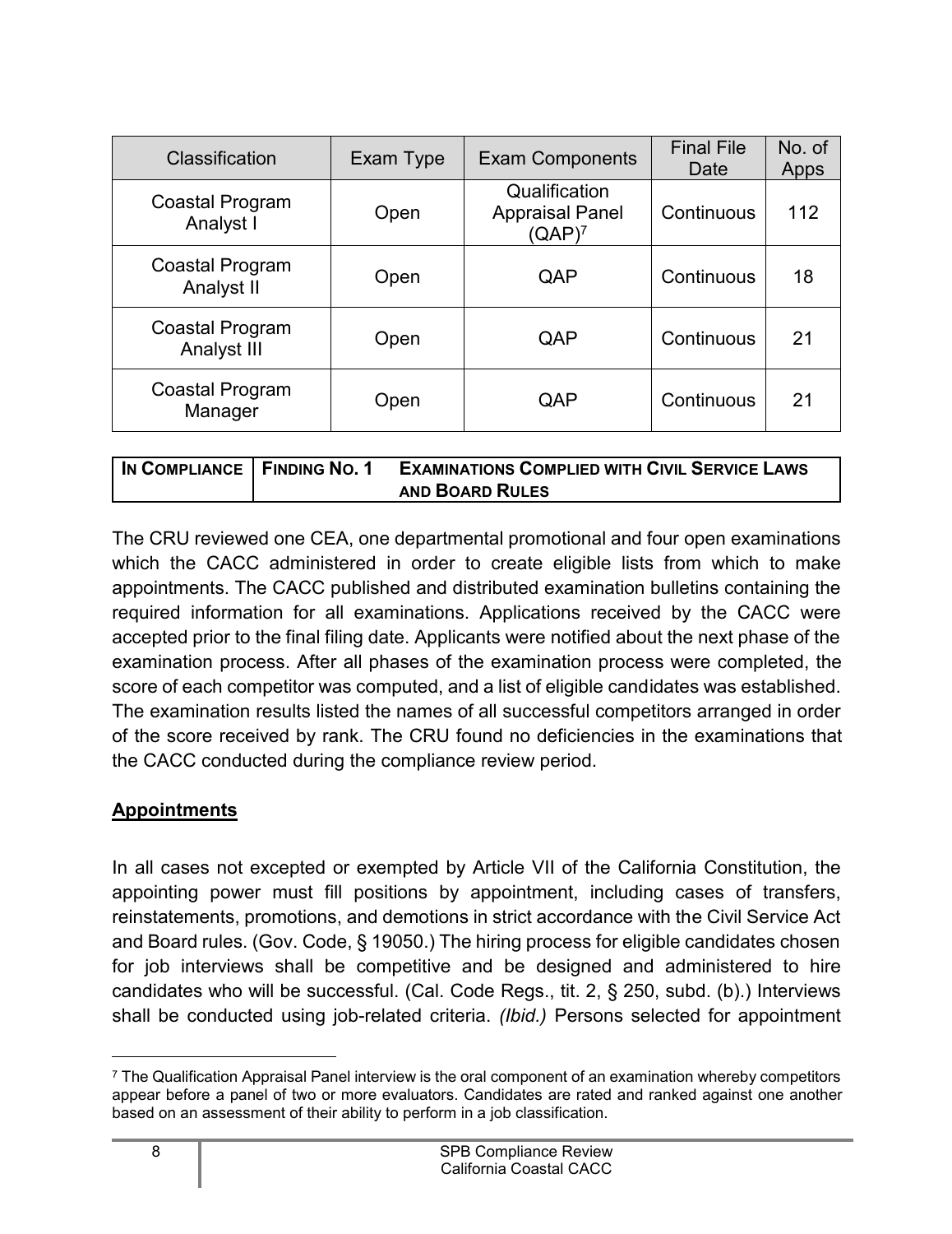| Classification | Exam Type | Exam Components | Final File Date | No. of Apps |
| --- | --- | --- | --- | --- |
| Coastal Program Analyst I | Open | Qualification Appraisal Panel (QAP)[7] | Continuous | 112 |
| Coastal Program Analyst II | Open | QAP | Continuous | 18 |
| Coastal Program Analyst III | Open | QAP | Continuous | 21 |
| Coastal Program Manager | Open | QAP | Continuous | 21 |

| IN COMPLIANCE | FINDING NO. 1 | EXAMINATIONS COMPLIED WITH CIVIL SERVICE LAWS AND BOARD RULES |
| --- | --- | --- |

The CRU reviewed one CEA, one departmental promotional and four open examinations which the CACC administered in order to create eligible lists from which to make appointments. The CACC published and distributed examination bulletins containing the required information for all examinations. Applications received by the CACC were accepted prior to the final filing date. Applicants were notified about the next phase of the examination process. After all phases of the examination process were completed, the score of each competitor was computed, and a list of eligible candidates was established. The examination results listed the names of all successful competitors arranged in order of the score received by rank. The CRU found no deficiencies in the examinations that the CACC conducted during the compliance review period.

## Appointments

In all cases not excepted or exempted by Article VII of the California Constitution, the appointing power must fill positions by appointment, including cases of transfers, reinstatements, promotions, and demotions in strict accordance with the Civil Service Act and Board rules. (Gov. Code, § 19050.) The hiring process for eligible candidates chosen for job interviews shall be competitive and be designed and administered to hire candidates who will be successful. (Cal. Code Regs., tit. 2, § 250, subd. (b).) Interviews shall be conducted using job-related criteria. *(Ibid.)* Persons selected for appointment

[7] The Qualification Appraisal Panel interview is the oral component of an examination whereby competitors appear before a panel of two or more evaluators. Candidates are rated and ranked against one another based on an assessment of their ability to perform in a job classification.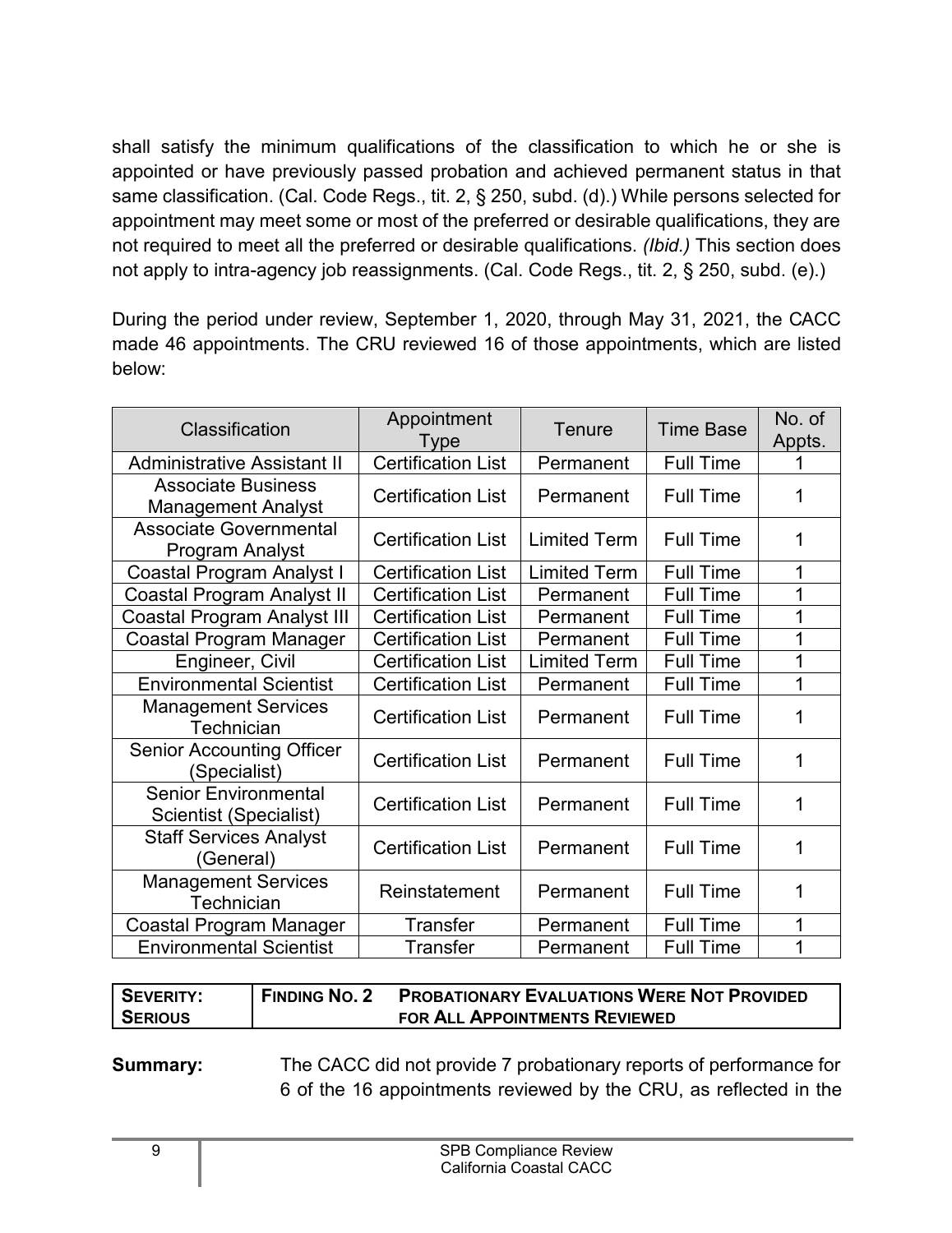shall satisfy the minimum qualifications of the classification to which he or she is appointed or have previously passed probation and achieved permanent status in that same classification. (Cal. Code Regs., tit. 2, § 250, subd. (d).) While persons selected for appointment may meet some or most of the preferred or desirable qualifications, they are not required to meet all the preferred or desirable qualifications. *(Ibid.)* This section does not apply to intra-agency job reassignments. (Cal. Code Regs., tit. 2, § 250, subd. (e).)

During the period under review, September 1, 2020, through May 31, 2021, the CACC made 46 appointments. The CRU reviewed 16 of those appointments, which are listed below:

| Classification | Appointment Type | Tenure | Time Base | No. of Appts. |
|---|---|---|---|---|
| Administrative Assistant II | Certification List | Permanent | Full Time | 1 |
| Associate Business Management Analyst | Certification List | Permanent | Full Time | 1 |
| Associate Governmental Program Analyst | Certification List | Limited Term | Full Time | 1 |
| Coastal Program Analyst I | Certification List | Limited Term | Full Time | 1 |
| Coastal Program Analyst II | Certification List | Permanent | Full Time | 1 |
| Coastal Program Analyst III | Certification List | Permanent | Full Time | 1 |
| Coastal Program Manager | Certification List | Permanent | Full Time | 1 |
| Engineer, Civil | Certification List | Limited Term | Full Time | 1 |
| Environmental Scientist | Certification List | Permanent | Full Time | 1 |
| Management Services Technician | Certification List | Permanent | Full Time | 1 |
| Senior Accounting Officer (Specialist) | Certification List | Permanent | Full Time | 1 |
| Senior Environmental Scientist (Specialist) | Certification List | Permanent | Full Time | 1 |
| Staff Services Analyst (General) | Certification List | Permanent | Full Time | 1 |
| Management Services Technician | Reinstatement | Permanent | Full Time | 1 |
| Coastal Program Manager | Transfer | Permanent | Full Time | 1 |
| Environmental Scientist | Transfer | Permanent | Full Time | 1 |

| SEVERITY: SERIOUS | FINDING NO. 2 PROBATIONARY EVALUATIONS WERE NOT PROVIDED FOR ALL APPOINTMENTS REVIEWED |
|---|---|

**Summary:** The CACC did not provide 7 probationary reports of performance for 6 of the 16 appointments reviewed by the CRU, as reflected in the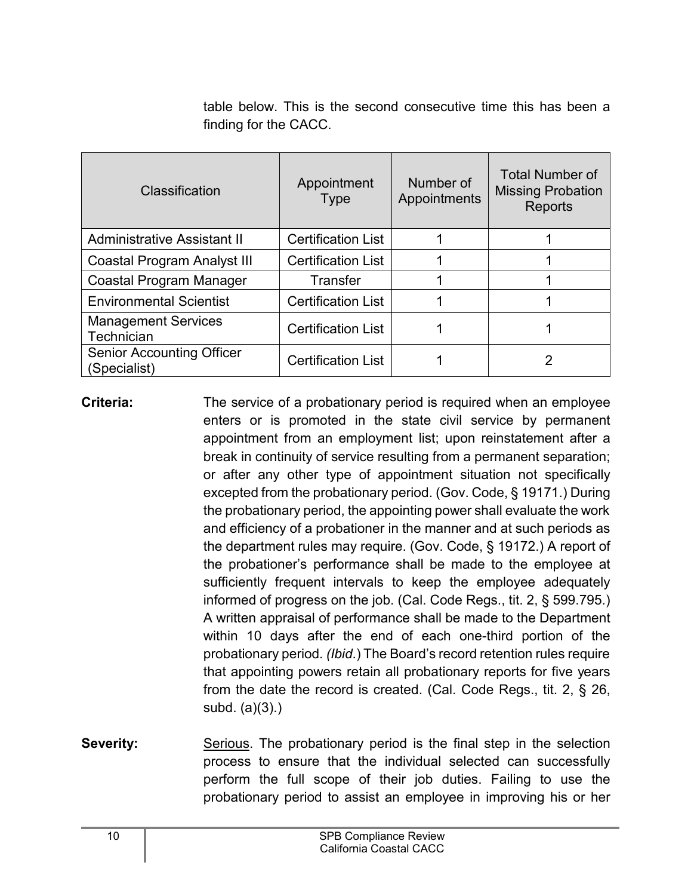table below. This is the second consecutive time this has been a finding for the CACC.

| Classification | Appointment Type | Number of Appointments | Total Number of Missing Probation Reports |
|---|---|---|---|
| Administrative Assistant II | Certification List | 1 | 1 |
| Coastal Program Analyst III | Certification List | 1 | 1 |
| Coastal Program Manager | Transfer | 1 | 1 |
| Environmental Scientist | Certification List | 1 | 1 |
| Management Services Technician | Certification List | 1 | 1 |
| Senior Accounting Officer (Specialist) | Certification List | 1 | 2 |

**Criteria:** The service of a probationary period is required when an employee enters or is promoted in the state civil service by permanent appointment from an employment list; upon reinstatement after a break in continuity of service resulting from a permanent separation; or after any other type of appointment situation not specifically excepted from the probationary period. (Gov. Code, § 19171.) During the probationary period, the appointing power shall evaluate the work and efficiency of a probationer in the manner and at such periods as the department rules may require. (Gov. Code, § 19172.) A report of the probationer's performance shall be made to the employee at sufficiently frequent intervals to keep the employee adequately informed of progress on the job. (Cal. Code Regs., tit. 2, § 599.795.) A written appraisal of performance shall be made to the Department within 10 days after the end of each one-third portion of the probationary period. *(Ibid.)* The Board's record retention rules require that appointing powers retain all probationary reports for five years from the date the record is created. (Cal. Code Regs., tit. 2, § 26, subd. (a)(3).)

**Severity:** Serious. The probationary period is the final step in the selection process to ensure that the individual selected can successfully perform the full scope of their job duties. Failing to use the probationary period to assist an employee in improving his or her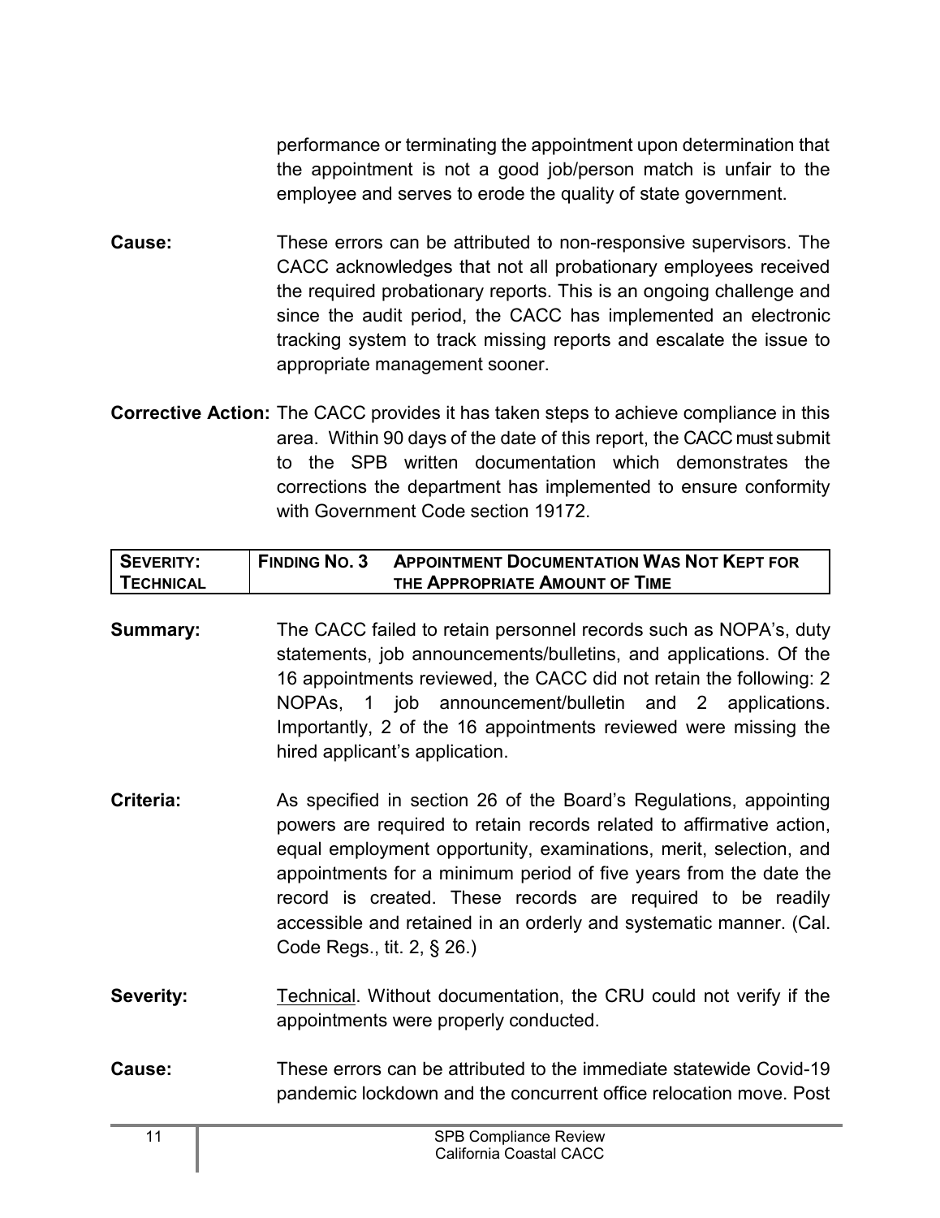performance or terminating the appointment upon determination that the appointment is not a good job/person match is unfair to the employee and serves to erode the quality of state government.

**Cause:** These errors can be attributed to non-responsive supervisors. The CACC acknowledges that not all probationary employees received the required probationary reports. This is an ongoing challenge and since the audit period, the CACC has implemented an electronic tracking system to track missing reports and escalate the issue to appropriate management sooner.

**Corrective Action:** The CACC provides it has taken steps to achieve compliance in this area. Within 90 days of the date of this report, the CACC must submit to the SPB written documentation which demonstrates the corrections the department has implemented to ensure conformity with Government Code section 19172.

| **SEVERITY: TECHNICAL** | **FINDING NO. 3** | **APPOINTMENT DOCUMENTATION WAS NOT KEPT FOR THE APPROPRIATE AMOUNT OF TIME** |
|---|---|---|

**Summary:** The CACC failed to retain personnel records such as NOPA's, duty statements, job announcements/bulletins, and applications. Of the 16 appointments reviewed, the CACC did not retain the following: 2 NOPAs, 1 job announcement/bulletin and 2 applications. Importantly, 2 of the 16 appointments reviewed were missing the hired applicant's application.

**Criteria:** As specified in section 26 of the Board's Regulations, appointing powers are required to retain records related to affirmative action, equal employment opportunity, examinations, merit, selection, and appointments for a minimum period of five years from the date the record is created. These records are required to be readily accessible and retained in an orderly and systematic manner. (Cal. Code Regs., tit. 2, § 26.)

**Severity:** Technical. Without documentation, the CRU could not verify if the appointments were properly conducted.

**Cause:** These errors can be attributed to the immediate statewide Covid-19 pandemic lockdown and the concurrent office relocation move. Post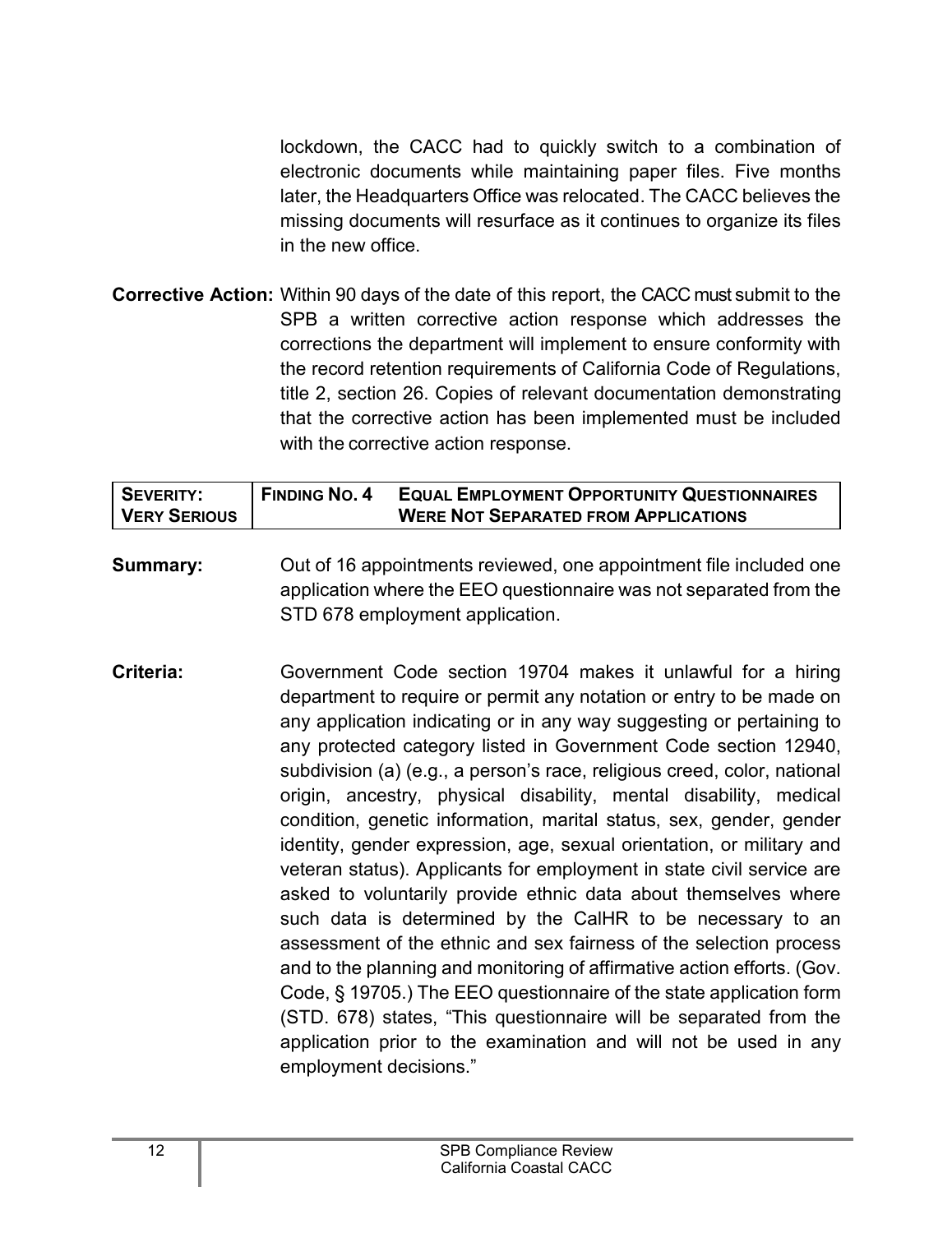lockdown, the CACC had to quickly switch to a combination of electronic documents while maintaining paper files. Five months later, the Headquarters Office was relocated. The CACC believes the missing documents will resurface as it continues to organize its files in the new office.

**Corrective Action:** Within 90 days of the date of this report, the CACC must submit to the SPB a written corrective action response which addresses the corrections the department will implement to ensure conformity with the record retention requirements of California Code of Regulations, title 2, section 26. Copies of relevant documentation demonstrating that the corrective action has been implemented must be included with the corrective action response.

| **SEVERITY: VERY SERIOUS** | **FINDING NO. 4** | **EQUAL EMPLOYMENT OPPORTUNITY QUESTIONNAIRES WERE NOT SEPARATED FROM APPLICATIONS** |
|---|---|---|

**Summary:** Out of 16 appointments reviewed, one appointment file included one application where the EEO questionnaire was not separated from the STD 678 employment application.

**Criteria:** Government Code section 19704 makes it unlawful for a hiring department to require or permit any notation or entry to be made on any application indicating or in any way suggesting or pertaining to any protected category listed in Government Code section 12940, subdivision (a) (e.g., a person's race, religious creed, color, national origin, ancestry, physical disability, mental disability, medical condition, genetic information, marital status, sex, gender, gender identity, gender expression, age, sexual orientation, or military and veteran status). Applicants for employment in state civil service are asked to voluntarily provide ethnic data about themselves where such data is determined by the CalHR to be necessary to an assessment of the ethnic and sex fairness of the selection process and to the planning and monitoring of affirmative action efforts. (Gov. Code, § 19705.) The EEO questionnaire of the state application form (STD. 678) states, "This questionnaire will be separated from the application prior to the examination and will not be used in any employment decisions."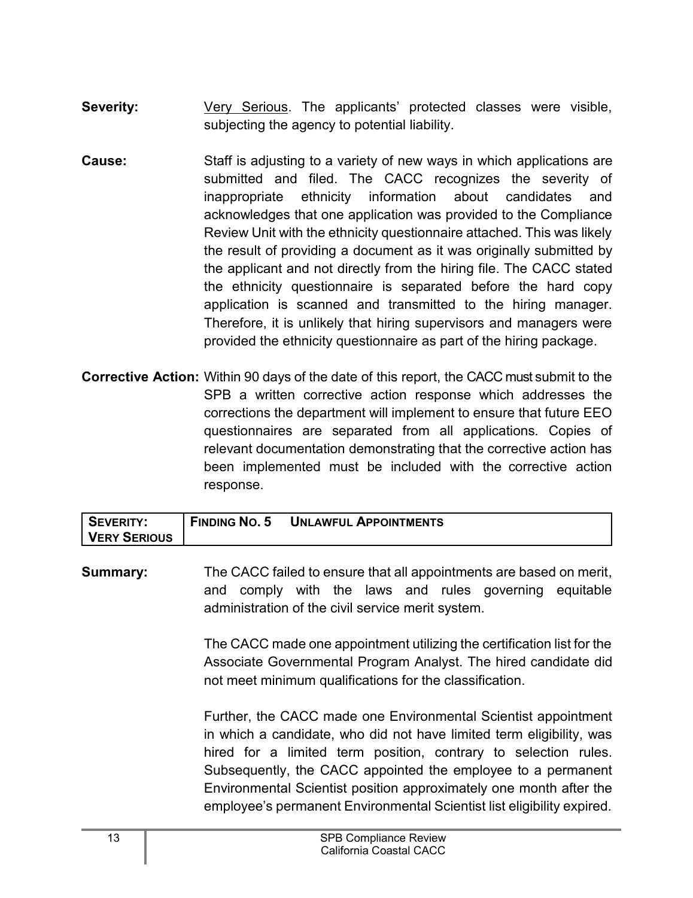**Severity:** Very Serious. The applicants' protected classes were visible, subjecting the agency to potential liability.

**Cause:** Staff is adjusting to a variety of new ways in which applications are submitted and filed. The CACC recognizes the severity of inappropriate ethnicity information about candidates and acknowledges that one application was provided to the Compliance Review Unit with the ethnicity questionnaire attached. This was likely the result of providing a document as it was originally submitted by the applicant and not directly from the hiring file. The CACC stated the ethnicity questionnaire is separated before the hard copy application is scanned and transmitted to the hiring manager. Therefore, it is unlikely that hiring supervisors and managers were provided the ethnicity questionnaire as part of the hiring package.

**Corrective Action:** Within 90 days of the date of this report, the CACC must submit to the SPB a written corrective action response which addresses the corrections the department will implement to ensure that future EEO questionnaires are separated from all applications. Copies of relevant documentation demonstrating that the corrective action has been implemented must be included with the corrective action response.

| **SEVERITY: VERY SERIOUS** | **FINDING NO. 5 UNLAWFUL APPOINTMENTS** |
|---|---|

**Summary:** The CACC failed to ensure that all appointments are based on merit, and comply with the laws and rules governing equitable administration of the civil service merit system.

The CACC made one appointment utilizing the certification list for the Associate Governmental Program Analyst. The hired candidate did not meet minimum qualifications for the classification.

Further, the CACC made one Environmental Scientist appointment in which a candidate, who did not have limited term eligibility, was hired for a limited term position, contrary to selection rules. Subsequently, the CACC appointed the employee to a permanent Environmental Scientist position approximately one month after the employee's permanent Environmental Scientist list eligibility expired.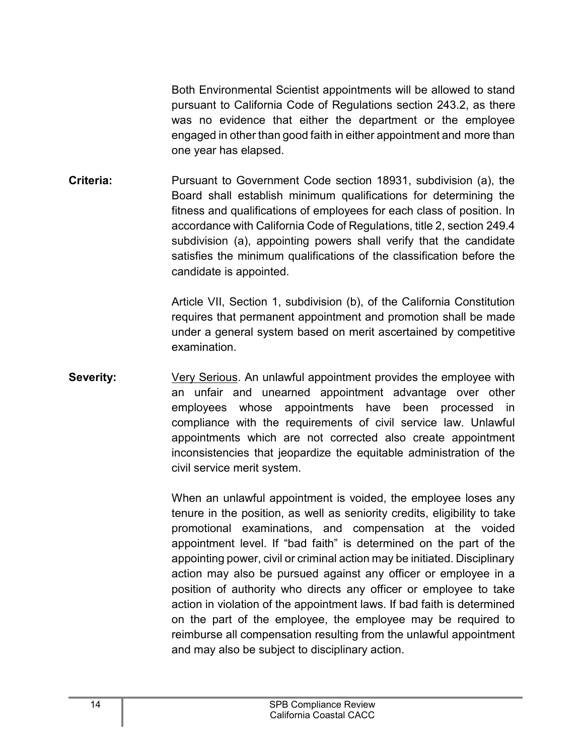Both Environmental Scientist appointments will be allowed to stand pursuant to California Code of Regulations section 243.2, as there was no evidence that either the department or the employee engaged in other than good faith in either appointment and more than one year has elapsed.

**Criteria:** Pursuant to Government Code section 18931, subdivision (a), the Board shall establish minimum qualifications for determining the fitness and qualifications of employees for each class of position. In accordance with California Code of Regulations, title 2, section 249.4 subdivision (a), appointing powers shall verify that the candidate satisfies the minimum qualifications of the classification before the candidate is appointed.

Article VII, Section 1, subdivision (b), of the California Constitution requires that permanent appointment and promotion shall be made under a general system based on merit ascertained by competitive examination.

**Severity:** Very Serious. An unlawful appointment provides the employee with an unfair and unearned appointment advantage over other employees whose appointments have been processed in compliance with the requirements of civil service law. Unlawful appointments which are not corrected also create appointment inconsistencies that jeopardize the equitable administration of the civil service merit system.

When an unlawful appointment is voided, the employee loses any tenure in the position, as well as seniority credits, eligibility to take promotional examinations, and compensation at the voided appointment level. If "bad faith" is determined on the part of the appointing power, civil or criminal action may be initiated. Disciplinary action may also be pursued against any officer or employee in a position of authority who directs any officer or employee to take action in violation of the appointment laws. If bad faith is determined on the part of the employee, the employee may be required to reimburse all compensation resulting from the unlawful appointment and may also be subject to disciplinary action.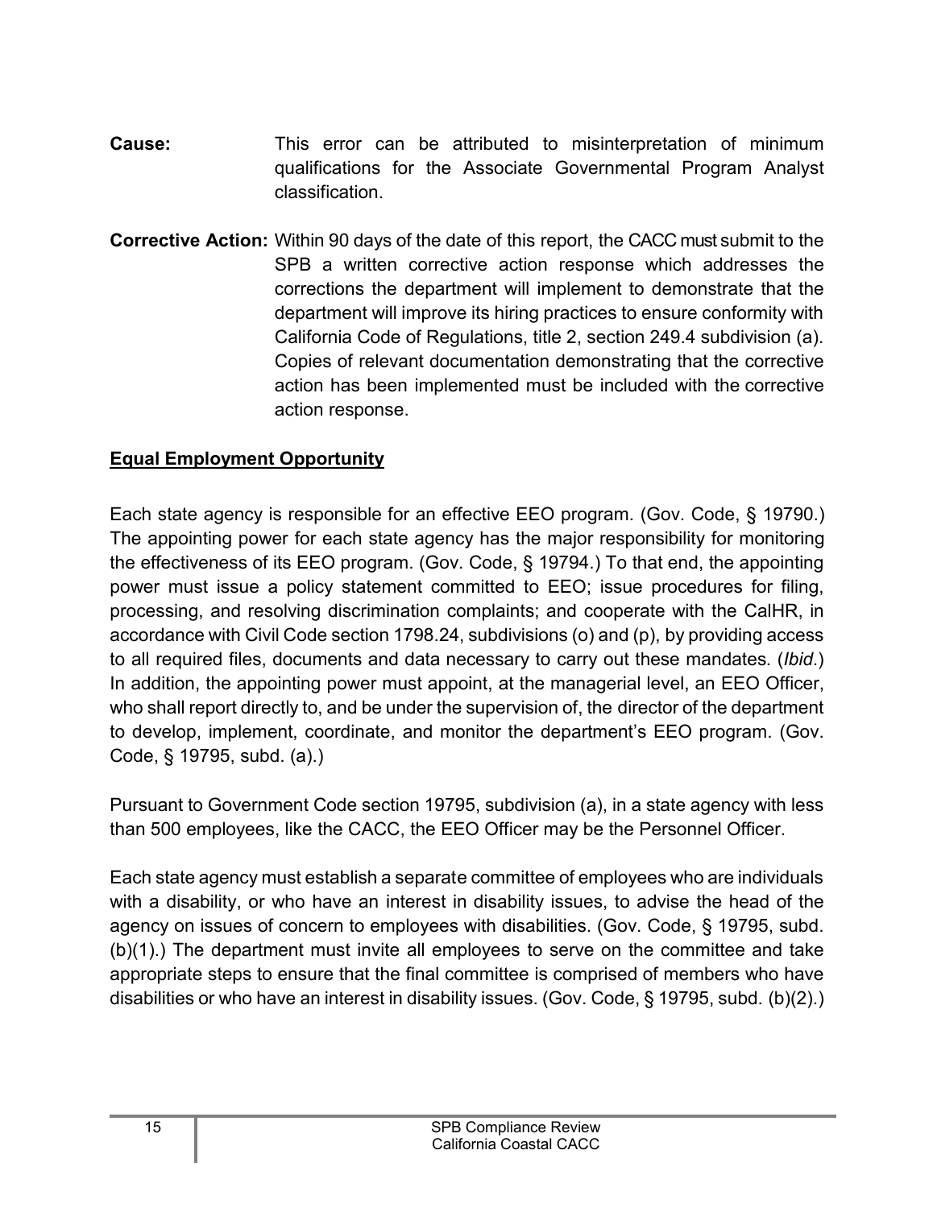**Cause:** This error can be attributed to misinterpretation of minimum qualifications for the Associate Governmental Program Analyst classification.

**Corrective Action:** Within 90 days of the date of this report, the CACC must submit to the SPB a written corrective action response which addresses the corrections the department will implement to demonstrate that the department will improve its hiring practices to ensure conformity with California Code of Regulations, title 2, section 249.4 subdivision (a). Copies of relevant documentation demonstrating that the corrective action has been implemented must be included with the corrective action response.

## Equal Employment Opportunity

Each state agency is responsible for an effective EEO program. (Gov. Code, § 19790.) The appointing power for each state agency has the major responsibility for monitoring the effectiveness of its EEO program. (Gov. Code, § 19794.) To that end, the appointing power must issue a policy statement committed to EEO; issue procedures for filing, processing, and resolving discrimination complaints; and cooperate with the CalHR, in accordance with Civil Code section 1798.24, subdivisions (o) and (p), by providing access to all required files, documents and data necessary to carry out these mandates. (*Ibid*.) In addition, the appointing power must appoint, at the managerial level, an EEO Officer, who shall report directly to, and be under the supervision of, the director of the department to develop, implement, coordinate, and monitor the department's EEO program. (Gov. Code, § 19795, subd. (a).)

Pursuant to Government Code section 19795, subdivision (a), in a state agency with less than 500 employees, like the CACC, the EEO Officer may be the Personnel Officer.

Each state agency must establish a separate committee of employees who are individuals with a disability, or who have an interest in disability issues, to advise the head of the agency on issues of concern to employees with disabilities. (Gov. Code, § 19795, subd. (b)(1).) The department must invite all employees to serve on the committee and take appropriate steps to ensure that the final committee is comprised of members who have disabilities or who have an interest in disability issues. (Gov. Code, § 19795, subd. (b)(2).)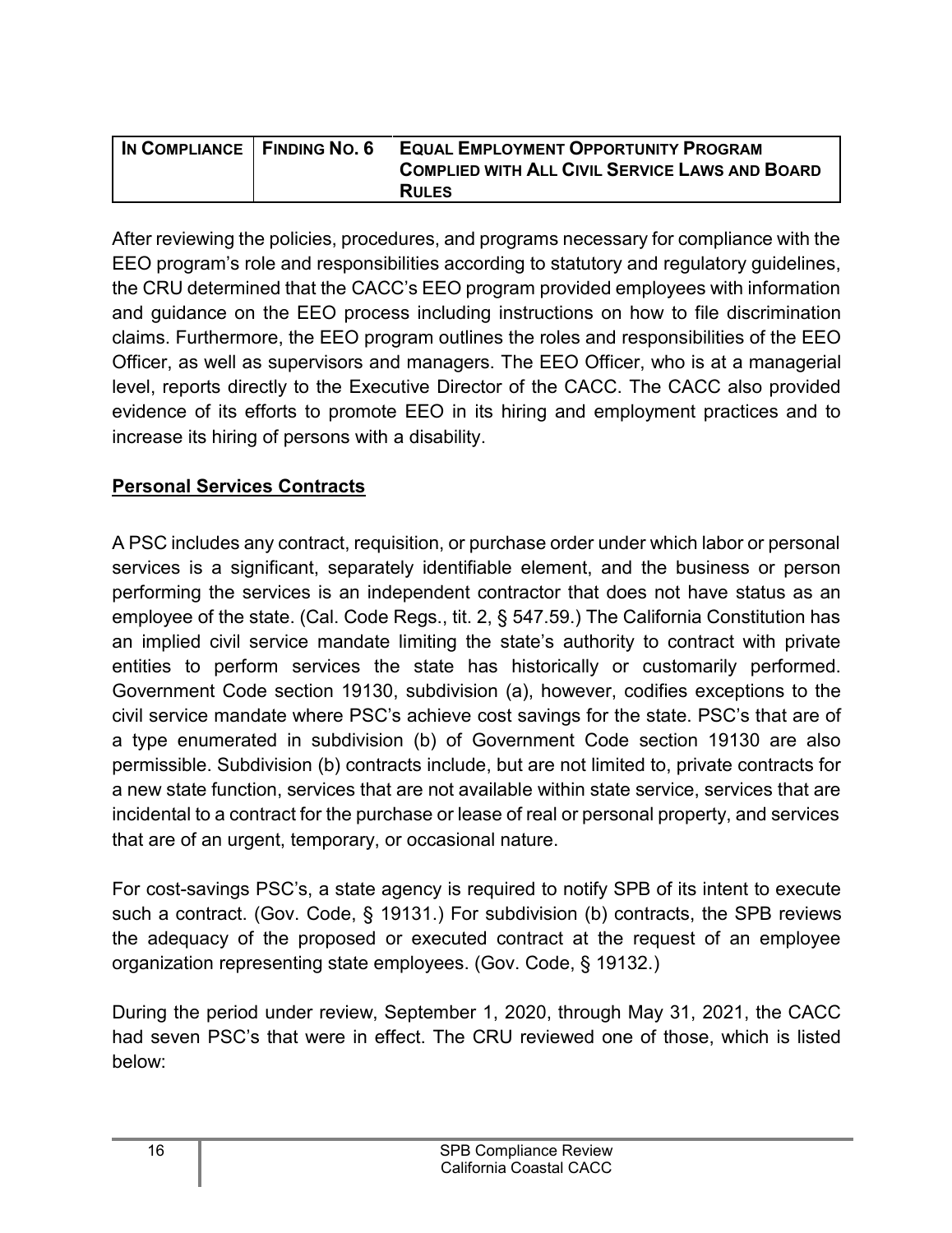| IN COMPLIANCE | FINDING NO. 6 | EQUAL EMPLOYMENT OPPORTUNITY PROGRAM COMPLIED WITH ALL CIVIL SERVICE LAWS AND BOARD RULES |
|---|---|---|

After reviewing the policies, procedures, and programs necessary for compliance with the EEO program's role and responsibilities according to statutory and regulatory guidelines, the CRU determined that the CACC's EEO program provided employees with information and guidance on the EEO process including instructions on how to file discrimination claims. Furthermore, the EEO program outlines the roles and responsibilities of the EEO Officer, as well as supervisors and managers. The EEO Officer, who is at a managerial level, reports directly to the Executive Director of the CACC. The CACC also provided evidence of its efforts to promote EEO in its hiring and employment practices and to increase its hiring of persons with a disability.

## Personal Services Contracts

A PSC includes any contract, requisition, or purchase order under which labor or personal services is a significant, separately identifiable element, and the business or person performing the services is an independent contractor that does not have status as an employee of the state. (Cal. Code Regs., tit. 2, § 547.59.) The California Constitution has an implied civil service mandate limiting the state's authority to contract with private entities to perform services the state has historically or customarily performed. Government Code section 19130, subdivision (a), however, codifies exceptions to the civil service mandate where PSC's achieve cost savings for the state. PSC's that are of a type enumerated in subdivision (b) of Government Code section 19130 are also permissible. Subdivision (b) contracts include, but are not limited to, private contracts for a new state function, services that are not available within state service, services that are incidental to a contract for the purchase or lease of real or personal property, and services that are of an urgent, temporary, or occasional nature.

For cost-savings PSC's, a state agency is required to notify SPB of its intent to execute such a contract. (Gov. Code, § 19131.) For subdivision (b) contracts, the SPB reviews the adequacy of the proposed or executed contract at the request of an employee organization representing state employees. (Gov. Code, § 19132.)

During the period under review, September 1, 2020, through May 31, 2021, the CACC had seven PSC's that were in effect. The CRU reviewed one of those, which is listed below: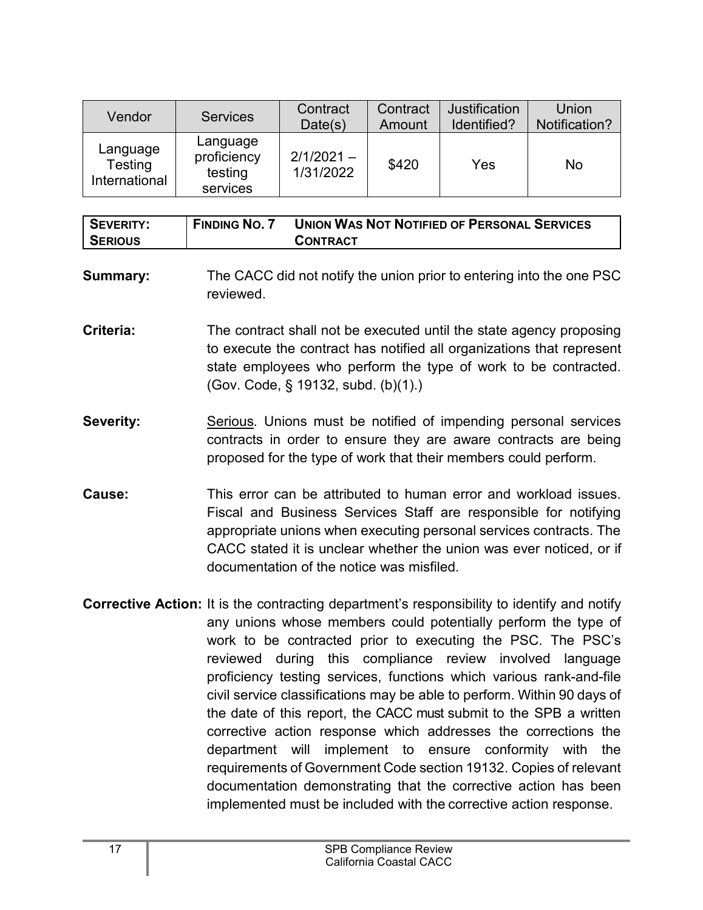| Vendor | Services | Contract Date(s) | Contract Amount | Justification Identified? | Union Notification? |
|---|---|---|---|---|---|
| Language Testing International | Language proficiency testing services | 2/1/2021 – 1/31/2022 | $420 | Yes | No |

| **SEVERITY: SERIOUS** | **FINDING NO. 7** | **UNION WAS NOT NOTIFIED OF PERSONAL SERVICES CONTRACT** |
|---|---|---|

**Summary:** The CACC did not notify the union prior to entering into the one PSC reviewed.

**Criteria:** The contract shall not be executed until the state agency proposing to execute the contract has notified all organizations that represent state employees who perform the type of work to be contracted. (Gov. Code, § 19132, subd. (b)(1).)

**Severity:** Serious. Unions must be notified of impending personal services contracts in order to ensure they are aware contracts are being proposed for the type of work that their members could perform.

**Cause:** This error can be attributed to human error and workload issues. Fiscal and Business Services Staff are responsible for notifying appropriate unions when executing personal services contracts. The CACC stated it is unclear whether the union was ever noticed, or if documentation of the notice was misfiled.

**Corrective Action:** It is the contracting department's responsibility to identify and notify any unions whose members could potentially perform the type of work to be contracted prior to executing the PSC. The PSC's reviewed during this compliance review involved language proficiency testing services, functions which various rank-and-file civil service classifications may be able to perform. Within 90 days of the date of this report, the CACC must submit to the SPB a written corrective action response which addresses the corrections the department will implement to ensure conformity with the requirements of Government Code section 19132. Copies of relevant documentation demonstrating that the corrective action has been implemented must be included with the corrective action response.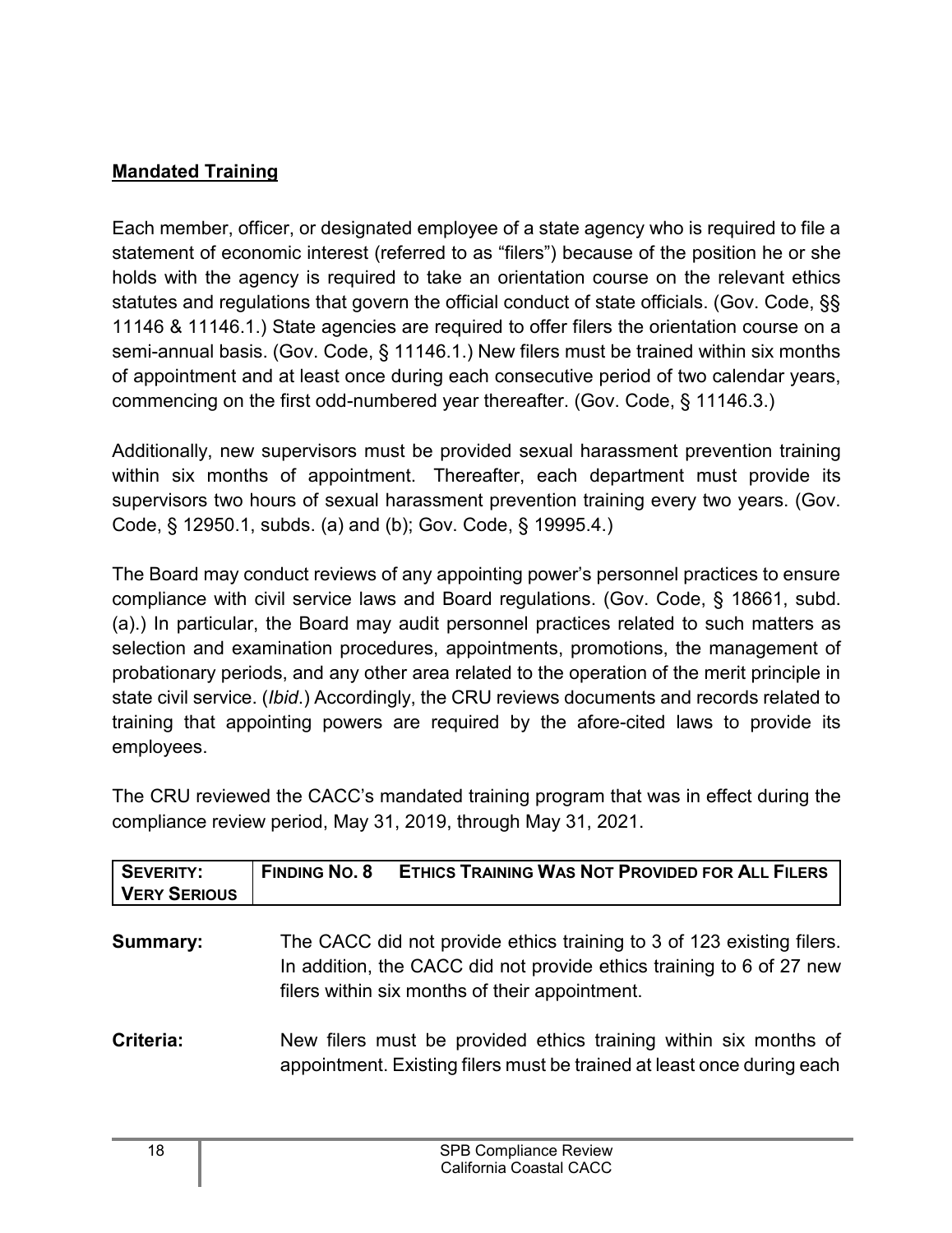**Mandated Training**

Each member, officer, or designated employee of a state agency who is required to file a statement of economic interest (referred to as "filers") because of the position he or she holds with the agency is required to take an orientation course on the relevant ethics statutes and regulations that govern the official conduct of state officials. (Gov. Code, §§ 11146 & 11146.1.) State agencies are required to offer filers the orientation course on a semi-annual basis. (Gov. Code, § 11146.1.) New filers must be trained within six months of appointment and at least once during each consecutive period of two calendar years, commencing on the first odd-numbered year thereafter. (Gov. Code, § 11146.3.)

Additionally, new supervisors must be provided sexual harassment prevention training within six months of appointment. Thereafter, each department must provide its supervisors two hours of sexual harassment prevention training every two years. (Gov. Code, § 12950.1, subds. (a) and (b); Gov. Code, § 19995.4.)

The Board may conduct reviews of any appointing power's personnel practices to ensure compliance with civil service laws and Board regulations. (Gov. Code, § 18661, subd. (a).) In particular, the Board may audit personnel practices related to such matters as selection and examination procedures, appointments, promotions, the management of probationary periods, and any other area related to the operation of the merit principle in state civil service. (*Ibid*.) Accordingly, the CRU reviews documents and records related to training that appointing powers are required by the afore-cited laws to provide its employees.

The CRU reviewed the CACC's mandated training program that was in effect during the compliance review period, May 31, 2019, through May 31, 2021.

| SEVERITY: VERY SERIOUS | FINDING NO. 8 ETHICS TRAINING WAS NOT PROVIDED FOR ALL FILERS |
|---|---|

**Summary:** The CACC did not provide ethics training to 3 of 123 existing filers. In addition, the CACC did not provide ethics training to 6 of 27 new filers within six months of their appointment.

**Criteria:** New filers must be provided ethics training within six months of appointment. Existing filers must be trained at least once during each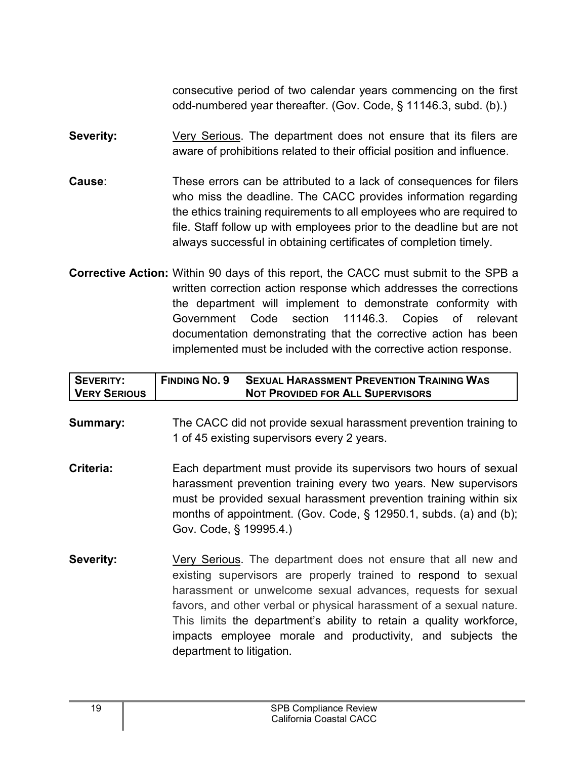consecutive period of two calendar years commencing on the first odd-numbered year thereafter. (Gov. Code, § 11146.3, subd. (b).)

**Severity:** Very Serious. The department does not ensure that its filers are aware of prohibitions related to their official position and influence.

**Cause**: These errors can be attributed to a lack of consequences for filers who miss the deadline. The CACC provides information regarding the ethics training requirements to all employees who are required to file. Staff follow up with employees prior to the deadline but are not always successful in obtaining certificates of completion timely.

**Corrective Action:** Within 90 days of this report, the CACC must submit to the SPB a written correction action response which addresses the corrections the department will implement to demonstrate conformity with Government Code section 11146.3. Copies of relevant documentation demonstrating that the corrective action has been implemented must be included with the corrective action response.

| SEVERITY: VERY SERIOUS | FINDING NO. 9 | SEXUAL HARASSMENT PREVENTION TRAINING WAS NOT PROVIDED FOR ALL SUPERVISORS |
|---|---|---|

**Summary:** The CACC did not provide sexual harassment prevention training to 1 of 45 existing supervisors every 2 years.

**Criteria:** Each department must provide its supervisors two hours of sexual harassment prevention training every two years. New supervisors must be provided sexual harassment prevention training within six months of appointment. (Gov. Code, § 12950.1, subds. (a) and (b); Gov. Code, § 19995.4.)

**Severity:** Very Serious. The department does not ensure that all new and existing supervisors are properly trained to respond to sexual harassment or unwelcome sexual advances, requests for sexual favors, and other verbal or physical harassment of a sexual nature. This limits the department's ability to retain a quality workforce, impacts employee morale and productivity, and subjects the department to litigation.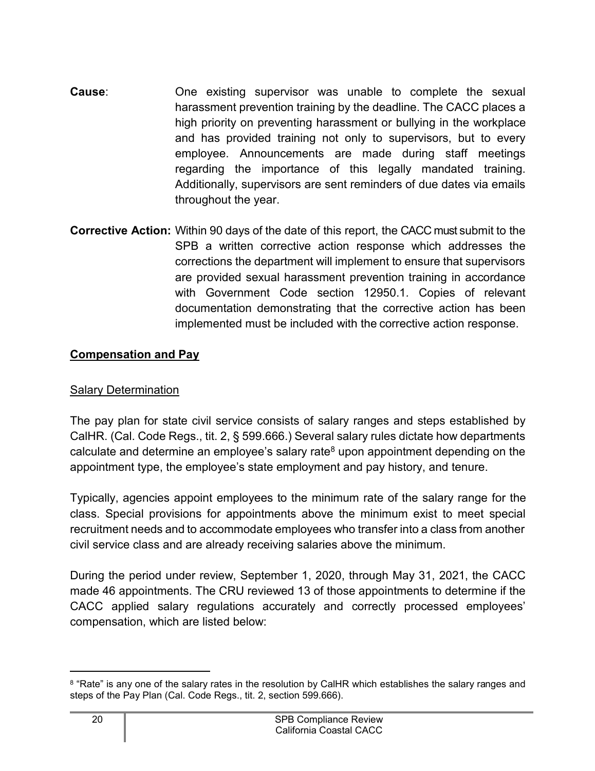**Cause**: One existing supervisor was unable to complete the sexual harassment prevention training by the deadline. The CACC places a high priority on preventing harassment or bullying in the workplace and has provided training not only to supervisors, but to every employee. Announcements are made during staff meetings regarding the importance of this legally mandated training. Additionally, supervisors are sent reminders of due dates via emails throughout the year.

**Corrective Action:** Within 90 days of the date of this report, the CACC must submit to the SPB a written corrective action response which addresses the corrections the department will implement to ensure that supervisors are provided sexual harassment prevention training in accordance with Government Code section 12950.1. Copies of relevant documentation demonstrating that the corrective action has been implemented must be included with the corrective action response.

## Compensation and Pay

### Salary Determination

The pay plan for state civil service consists of salary ranges and steps established by CalHR. (Cal. Code Regs., tit. 2, § 599.666.) Several salary rules dictate how departments calculate and determine an employee's salary rate[8] upon appointment depending on the appointment type, the employee's state employment and pay history, and tenure.

Typically, agencies appoint employees to the minimum rate of the salary range for the class. Special provisions for appointments above the minimum exist to meet special recruitment needs and to accommodate employees who transfer into a class from another civil service class and are already receiving salaries above the minimum.

During the period under review, September 1, 2020, through May 31, 2021, the CACC made 46 appointments. The CRU reviewed 13 of those appointments to determine if the CACC applied salary regulations accurately and correctly processed employees' compensation, which are listed below:

---

[8] "Rate" is any one of the salary rates in the resolution by CalHR which establishes the salary ranges and steps of the Pay Plan (Cal. Code Regs., tit. 2, section 599.666).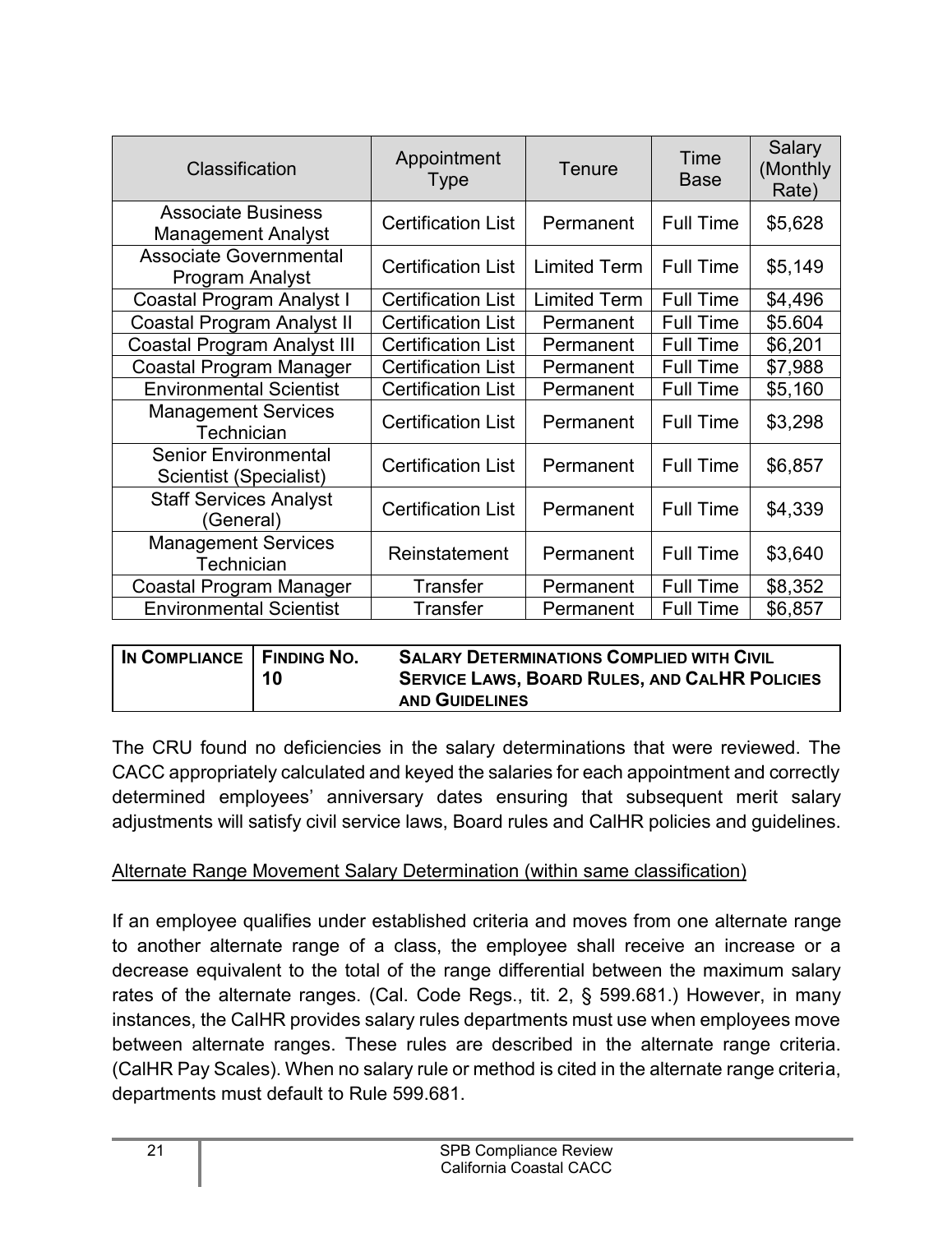| Classification | Appointment Type | Tenure | Time Base | Salary (Monthly Rate) |
|---|---|---|---|---|
| Associate Business Management Analyst | Certification List | Permanent | Full Time | $5,628 |
| Associate Governmental Program Analyst | Certification List | Limited Term | Full Time | $5,149 |
| Coastal Program Analyst I | Certification List | Limited Term | Full Time | $4,496 |
| Coastal Program Analyst II | Certification List | Permanent | Full Time | $5.604 |
| Coastal Program Analyst III | Certification List | Permanent | Full Time | $6,201 |
| Coastal Program Manager | Certification List | Permanent | Full Time | $7,988 |
| Environmental Scientist | Certification List | Permanent | Full Time | $5,160 |
| Management Services Technician | Certification List | Permanent | Full Time | $3,298 |
| Senior Environmental Scientist (Specialist) | Certification List | Permanent | Full Time | $6,857 |
| Staff Services Analyst (General) | Certification List | Permanent | Full Time | $4,339 |
| Management Services Technician | Reinstatement | Permanent | Full Time | $3,640 |
| Coastal Program Manager | Transfer | Permanent | Full Time | $8,352 |
| Environmental Scientist | Transfer | Permanent | Full Time | $6,857 |

| **In Compliance** | **Finding No. 10** | **Salary Determinations Complied with Civil Service Laws, Board Rules, and CalHR Policies and Guidelines** |
|---|---|---|

The CRU found no deficiencies in the salary determinations that were reviewed. The CACC appropriately calculated and keyed the salaries for each appointment and correctly determined employees' anniversary dates ensuring that subsequent merit salary adjustments will satisfy civil service laws, Board rules and CalHR policies and guidelines.

Alternate Range Movement Salary Determination (within same classification)

If an employee qualifies under established criteria and moves from one alternate range to another alternate range of a class, the employee shall receive an increase or a decrease equivalent to the total of the range differential between the maximum salary rates of the alternate ranges. (Cal. Code Regs., tit. 2, § 599.681.) However, in many instances, the CalHR provides salary rules departments must use when employees move between alternate ranges. These rules are described in the alternate range criteria. (CalHR Pay Scales). When no salary rule or method is cited in the alternate range criteria, departments must default to Rule 599.681.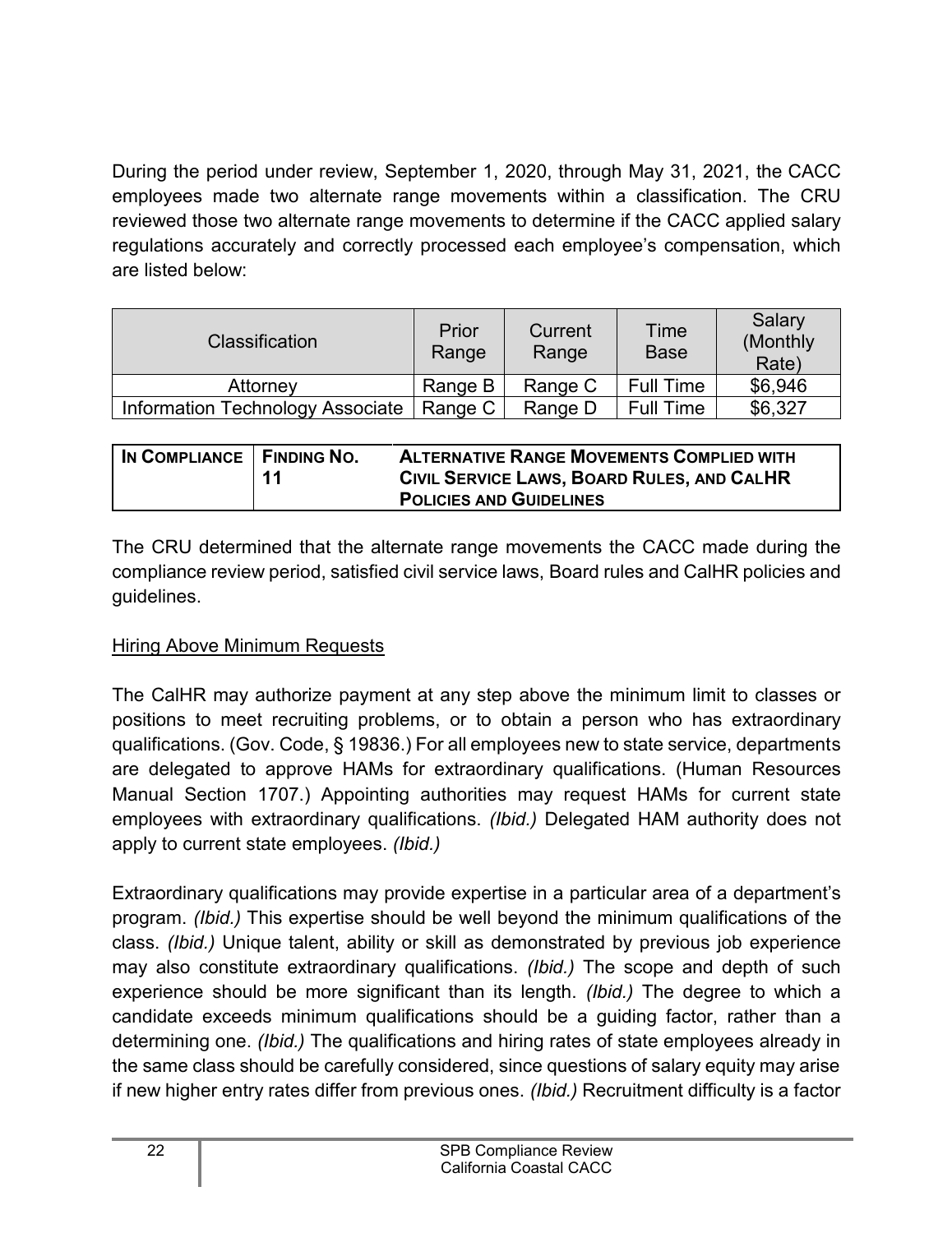During the period under review, September 1, 2020, through May 31, 2021, the CACC employees made two alternate range movements within a classification. The CRU reviewed those two alternate range movements to determine if the CACC applied salary regulations accurately and correctly processed each employee's compensation, which are listed below:

| Classification | Prior Range | Current Range | Time Base | Salary (Monthly Rate) |
|---|---|---|---|---|
| Attorney | Range B | Range C | Full Time | $6,946 |
| Information Technology Associate | Range C | Range D | Full Time | $6,327 |

| IN COMPLIANCE | FINDING NO. 11 | ALTERNATIVE RANGE MOVEMENTS COMPLIED WITH CIVIL SERVICE LAWS, BOARD RULES, AND CALHR POLICIES AND GUIDELINES |
|---|---|---|

The CRU determined that the alternate range movements the CACC made during the compliance review period, satisfied civil service laws, Board rules and CalHR policies and guidelines.

Hiring Above Minimum Requests

The CalHR may authorize payment at any step above the minimum limit to classes or positions to meet recruiting problems, or to obtain a person who has extraordinary qualifications. (Gov. Code, § 19836.) For all employees new to state service, departments are delegated to approve HAMs for extraordinary qualifications. (Human Resources Manual Section 1707.) Appointing authorities may request HAMs for current state employees with extraordinary qualifications. *(Ibid.)* Delegated HAM authority does not apply to current state employees. *(Ibid.)*

Extraordinary qualifications may provide expertise in a particular area of a department's program. *(Ibid.)* This expertise should be well beyond the minimum qualifications of the class. *(Ibid.)* Unique talent, ability or skill as demonstrated by previous job experience may also constitute extraordinary qualifications. *(Ibid.)* The scope and depth of such experience should be more significant than its length. *(Ibid.)* The degree to which a candidate exceeds minimum qualifications should be a guiding factor, rather than a determining one. *(Ibid.)* The qualifications and hiring rates of state employees already in the same class should be carefully considered, since questions of salary equity may arise if new higher entry rates differ from previous ones. *(Ibid.)* Recruitment difficulty is a factor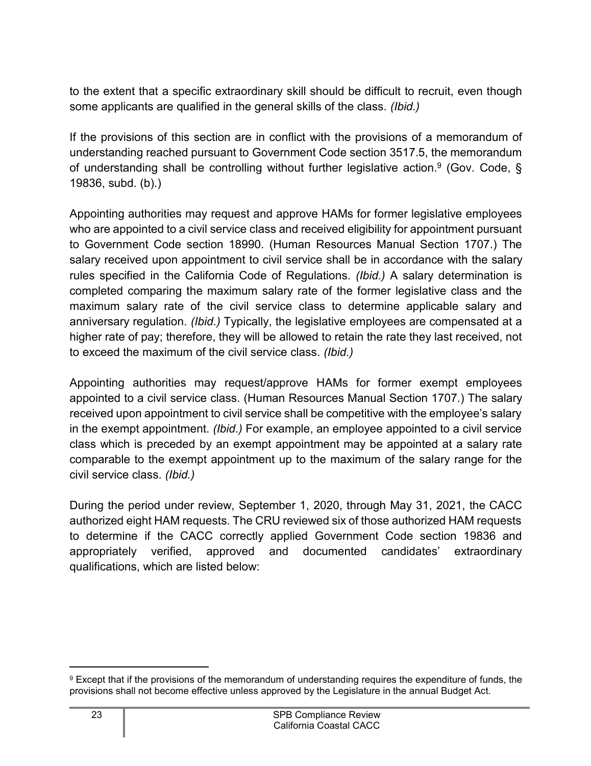to the extent that a specific extraordinary skill should be difficult to recruit, even though some applicants are qualified in the general skills of the class. *(Ibid.)*

If the provisions of this section are in conflict with the provisions of a memorandum of understanding reached pursuant to Government Code section 3517.5, the memorandum of understanding shall be controlling without further legislative action.[9] (Gov. Code, § 19836, subd. (b).)

Appointing authorities may request and approve HAMs for former legislative employees who are appointed to a civil service class and received eligibility for appointment pursuant to Government Code section 18990. (Human Resources Manual Section 1707.) The salary received upon appointment to civil service shall be in accordance with the salary rules specified in the California Code of Regulations. *(Ibid.)* A salary determination is completed comparing the maximum salary rate of the former legislative class and the maximum salary rate of the civil service class to determine applicable salary and anniversary regulation. *(Ibid.)* Typically, the legislative employees are compensated at a higher rate of pay; therefore, they will be allowed to retain the rate they last received, not to exceed the maximum of the civil service class. *(Ibid.)*

Appointing authorities may request/approve HAMs for former exempt employees appointed to a civil service class. (Human Resources Manual Section 1707.) The salary received upon appointment to civil service shall be competitive with the employee's salary in the exempt appointment. *(Ibid.)* For example, an employee appointed to a civil service class which is preceded by an exempt appointment may be appointed at a salary rate comparable to the exempt appointment up to the maximum of the salary range for the civil service class. *(Ibid.)*

During the period under review, September 1, 2020, through May 31, 2021, the CACC authorized eight HAM requests. The CRU reviewed six of those authorized HAM requests to determine if the CACC correctly applied Government Code section 19836 and appropriately verified, approved and documented candidates' extraordinary qualifications, which are listed below:

---

[9] Except that if the provisions of the memorandum of understanding requires the expenditure of funds, the provisions shall not become effective unless approved by the Legislature in the annual Budget Act.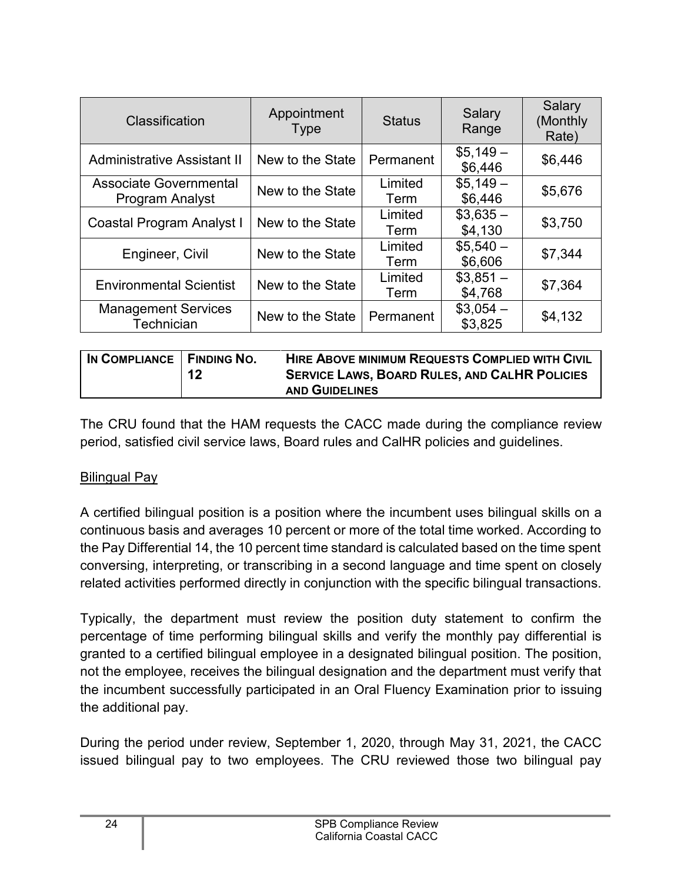| Classification | Appointment Type | Status | Salary Range | Salary (Monthly Rate) |
|---|---|---|---|---|
| Administrative Assistant II | New to the State | Permanent | $5,149 – $6,446 | $6,446 |
| Associate Governmental Program Analyst | New to the State | Limited Term | $5,149 – $6,446 | $5,676 |
| Coastal Program Analyst I | New to the State | Limited Term | $3,635 – $4,130 | $3,750 |
| Engineer, Civil | New to the State | Limited Term | $5,540 – $6,606 | $7,344 |
| Environmental Scientist | New to the State | Limited Term | $3,851 – $4,768 | $7,364 |
| Management Services Technician | New to the State | Permanent | $3,054 – $3,825 | $4,132 |

| IN COMPLIANCE | FINDING NO. 12 | HIRE ABOVE MINIMUM REQUESTS COMPLIED WITH CIVIL SERVICE LAWS, BOARD RULES, AND CALHR POLICIES AND GUIDELINES |
|---|---|---|

The CRU found that the HAM requests the CACC made during the compliance review period, satisfied civil service laws, Board rules and CalHR policies and guidelines.

Bilingual Pay

A certified bilingual position is a position where the incumbent uses bilingual skills on a continuous basis and averages 10 percent or more of the total time worked. According to the Pay Differential 14, the 10 percent time standard is calculated based on the time spent conversing, interpreting, or transcribing in a second language and time spent on closely related activities performed directly in conjunction with the specific bilingual transactions.

Typically, the department must review the position duty statement to confirm the percentage of time performing bilingual skills and verify the monthly pay differential is granted to a certified bilingual employee in a designated bilingual position. The position, not the employee, receives the bilingual designation and the department must verify that the incumbent successfully participated in an Oral Fluency Examination prior to issuing the additional pay.

During the period under review, September 1, 2020, through May 31, 2021, the CACC issued bilingual pay to two employees. The CRU reviewed those two bilingual pay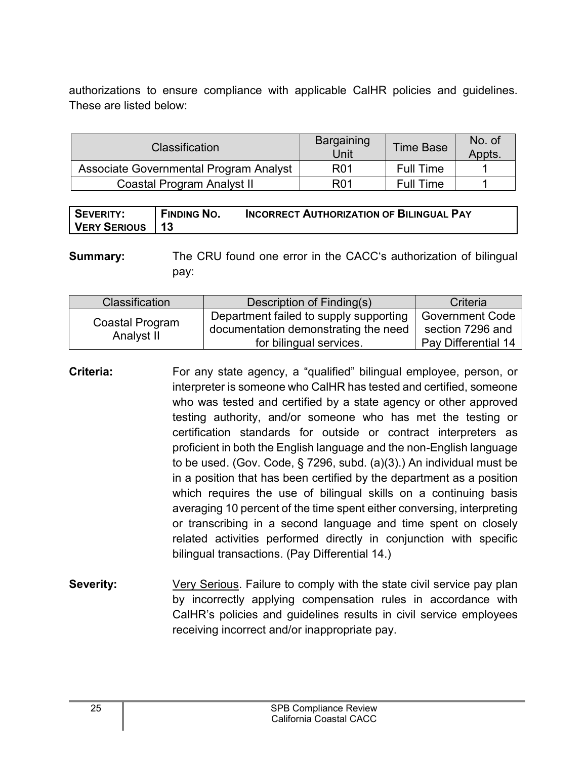authorizations to ensure compliance with applicable CalHR policies and guidelines. These are listed below:

| Classification | Bargaining Unit | Time Base | No. of Appts. |
|---|---|---|---|
| Associate Governmental Program Analyst | R01 | Full Time | 1 |
| Coastal Program Analyst II | R01 | Full Time | 1 |

| **SEVERITY: VERY SERIOUS** | **FINDING NO. 13** | **INCORRECT AUTHORIZATION OF BILINGUAL PAY** |
|---|---|---|

**Summary:** The CRU found one error in the CACC's authorization of bilingual pay:

| Classification | Description of Finding(s) | Criteria |
|---|---|---|
| Coastal Program Analyst II | Department failed to supply supporting documentation demonstrating the need for bilingual services. | Government Code section 7296 and Pay Differential 14 |

**Criteria:** For any state agency, a "qualified" bilingual employee, person, or interpreter is someone who CalHR has tested and certified, someone who was tested and certified by a state agency or other approved testing authority, and/or someone who has met the testing or certification standards for outside or contract interpreters as proficient in both the English language and the non-English language to be used. (Gov. Code, § 7296, subd. (a)(3).) An individual must be in a position that has been certified by the department as a position which requires the use of bilingual skills on a continuing basis averaging 10 percent of the time spent either conversing, interpreting or transcribing in a second language and time spent on closely related activities performed directly in conjunction with specific bilingual transactions. (Pay Differential 14.)

**Severity:** Very Serious. Failure to comply with the state civil service pay plan by incorrectly applying compensation rules in accordance with CalHR's policies and guidelines results in civil service employees receiving incorrect and/or inappropriate pay.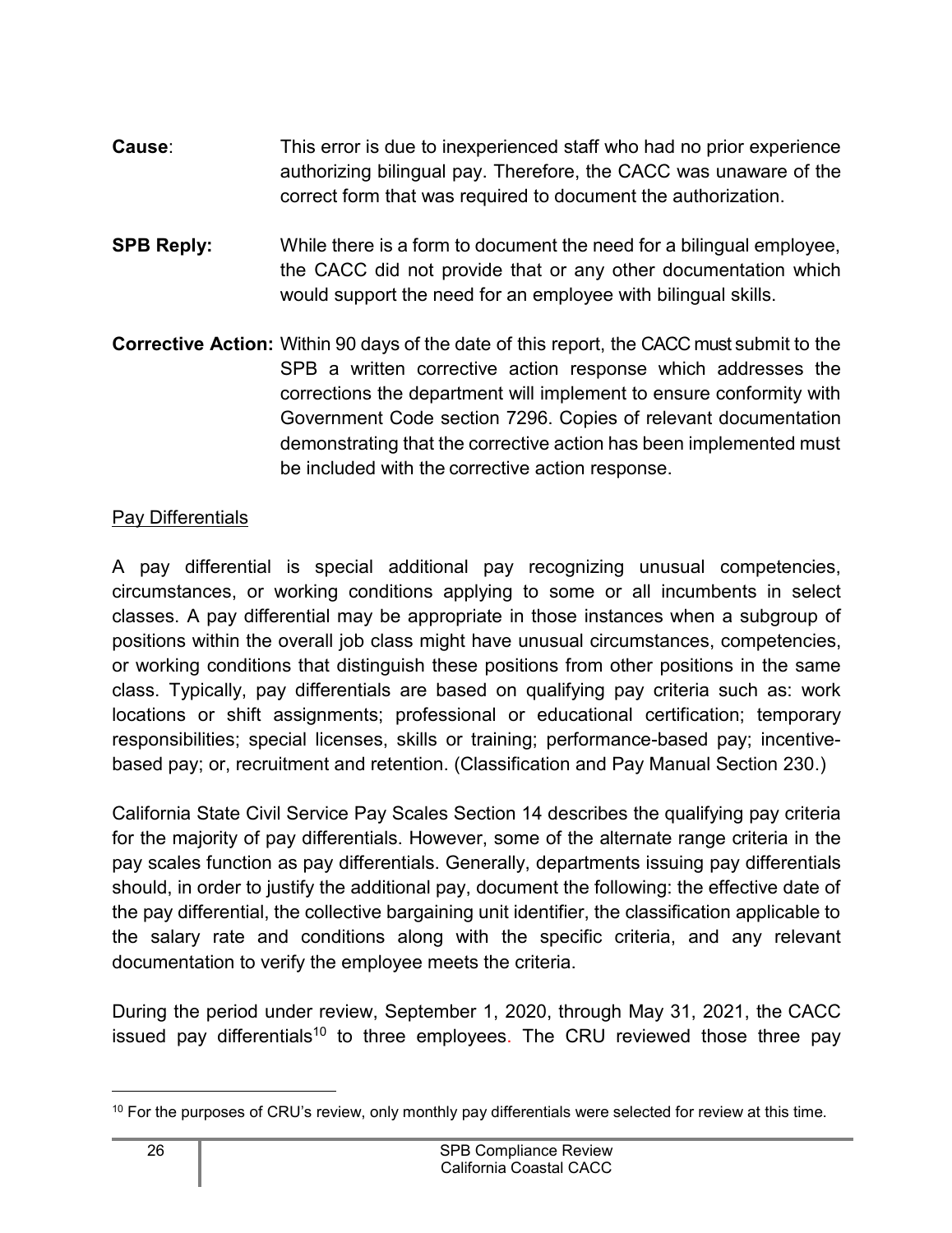**Cause**: This error is due to inexperienced staff who had no prior experience authorizing bilingual pay. Therefore, the CACC was unaware of the correct form that was required to document the authorization.

**SPB Reply:** While there is a form to document the need for a bilingual employee, the CACC did not provide that or any other documentation which would support the need for an employee with bilingual skills.

**Corrective Action:** Within 90 days of the date of this report, the CACC must submit to the SPB a written corrective action response which addresses the corrections the department will implement to ensure conformity with Government Code section 7296. Copies of relevant documentation demonstrating that the corrective action has been implemented must be included with the corrective action response.

<u>Pay Differentials</u>

A pay differential is special additional pay recognizing unusual competencies, circumstances, or working conditions applying to some or all incumbents in select classes. A pay differential may be appropriate in those instances when a subgroup of positions within the overall job class might have unusual circumstances, competencies, or working conditions that distinguish these positions from other positions in the same class. Typically, pay differentials are based on qualifying pay criteria such as: work locations or shift assignments; professional or educational certification; temporary responsibilities; special licenses, skills or training; performance-based pay; incentive-based pay; or, recruitment and retention. (Classification and Pay Manual Section 230.)

California State Civil Service Pay Scales Section 14 describes the qualifying pay criteria for the majority of pay differentials. However, some of the alternate range criteria in the pay scales function as pay differentials. Generally, departments issuing pay differentials should, in order to justify the additional pay, document the following: the effective date of the pay differential, the collective bargaining unit identifier, the classification applicable to the salary rate and conditions along with the specific criteria, and any relevant documentation to verify the employee meets the criteria.

During the period under review, September 1, 2020, through May 31, 2021, the CACC issued pay differentials[10] to three employees. The CRU reviewed those three pay

[10] For the purposes of CRU's review, only monthly pay differentials were selected for review at this time.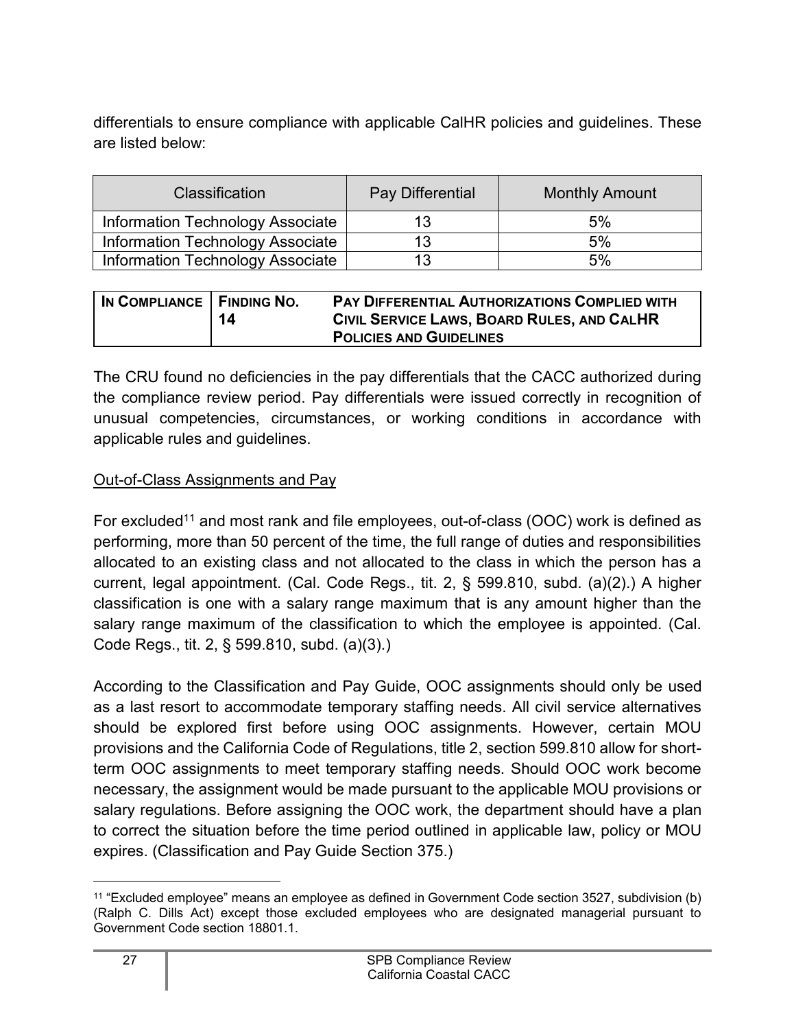differentials to ensure compliance with applicable CalHR policies and guidelines. These are listed below:

| Classification | Pay Differential | Monthly Amount |
|---|---|---|
| Information Technology Associate | 13 | 5% |
| Information Technology Associate | 13 | 5% |
| Information Technology Associate | 13 | 5% |

| In Compliance | Finding No. 14 | Pay Differential Authorizations Complied with Civil Service Laws, Board Rules, and CalHR Policies and Guidelines |
|---|---|---|

The CRU found no deficiencies in the pay differentials that the CACC authorized during the compliance review period. Pay differentials were issued correctly in recognition of unusual competencies, circumstances, or working conditions in accordance with applicable rules and guidelines.

Out-of-Class Assignments and Pay

For excluded[11] and most rank and file employees, out-of-class (OOC) work is defined as performing, more than 50 percent of the time, the full range of duties and responsibilities allocated to an existing class and not allocated to the class in which the person has a current, legal appointment. (Cal. Code Regs., tit. 2, § 599.810, subd. (a)(2).) A higher classification is one with a salary range maximum that is any amount higher than the salary range maximum of the classification to which the employee is appointed. (Cal. Code Regs., tit. 2, § 599.810, subd. (a)(3).)

According to the Classification and Pay Guide, OOC assignments should only be used as a last resort to accommodate temporary staffing needs. All civil service alternatives should be explored first before using OOC assignments. However, certain MOU provisions and the California Code of Regulations, title 2, section 599.810 allow for short-term OOC assignments to meet temporary staffing needs. Should OOC work become necessary, the assignment would be made pursuant to the applicable MOU provisions or salary regulations. Before assigning the OOC work, the department should have a plan to correct the situation before the time period outlined in applicable law, policy or MOU expires. (Classification and Pay Guide Section 375.)

[11] "Excluded employee" means an employee as defined in Government Code section 3527, subdivision (b) (Ralph C. Dills Act) except those excluded employees who are designated managerial pursuant to Government Code section 18801.1.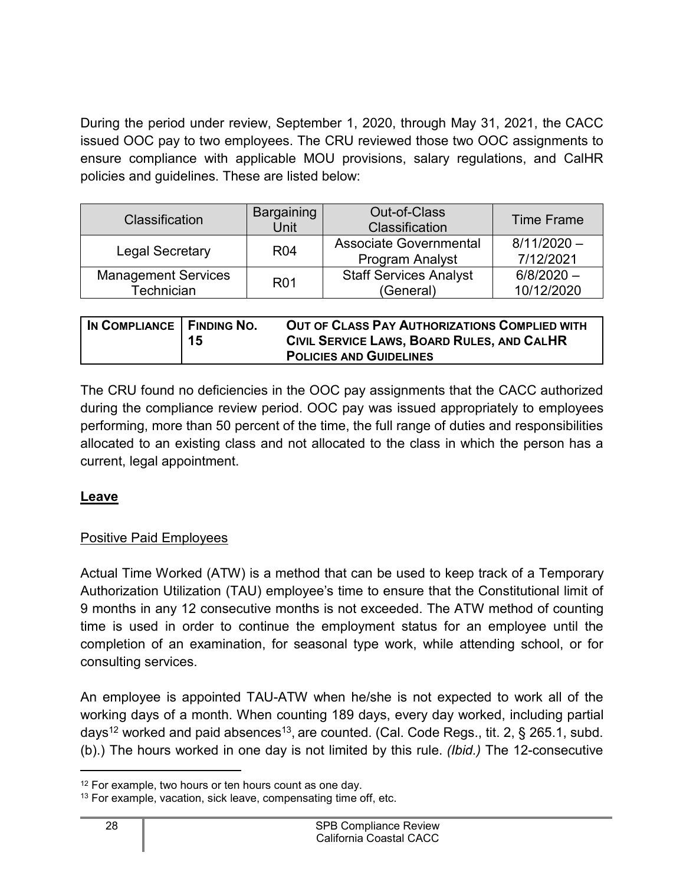During the period under review, September 1, 2020, through May 31, 2021, the CACC issued OOC pay to two employees. The CRU reviewed those two OOC assignments to ensure compliance with applicable MOU provisions, salary regulations, and CalHR policies and guidelines. These are listed below:

| Classification | Bargaining Unit | Out-of-Class Classification | Time Frame |
| --- | --- | --- | --- |
| Legal Secretary | R04 | Associate Governmental Program Analyst | 8/11/2020 – 7/12/2021 |
| Management Services Technician | R01 | Staff Services Analyst (General) | 6/8/2020 – 10/12/2020 |

| IN COMPLIANCE | FINDING NO. 15 | OUT OF CLASS PAY AUTHORIZATIONS COMPLIED WITH CIVIL SERVICE LAWS, BOARD RULES, AND CALHR POLICIES AND GUIDELINES |
| --- | --- | --- |

The CRU found no deficiencies in the OOC pay assignments that the CACC authorized during the compliance review period. OOC pay was issued appropriately to employees performing, more than 50 percent of the time, the full range of duties and responsibilities allocated to an existing class and not allocated to the class in which the person has a current, legal appointment.

## Leave

### Positive Paid Employees

Actual Time Worked (ATW) is a method that can be used to keep track of a Temporary Authorization Utilization (TAU) employee's time to ensure that the Constitutional limit of 9 months in any 12 consecutive months is not exceeded. The ATW method of counting time is used in order to continue the employment status for an employee until the completion of an examination, for seasonal type work, while attending school, or for consulting services.

An employee is appointed TAU-ATW when he/she is not expected to work all of the working days of a month. When counting 189 days, every day worked, including partial days[12] worked and paid absences[13], are counted. (Cal. Code Regs., tit. 2, § 265.1, subd. (b).) The hours worked in one day is not limited by this rule. *(Ibid.)* The 12-consecutive

[12] For example, two hours or ten hours count as one day.

[13] For example, vacation, sick leave, compensating time off, etc.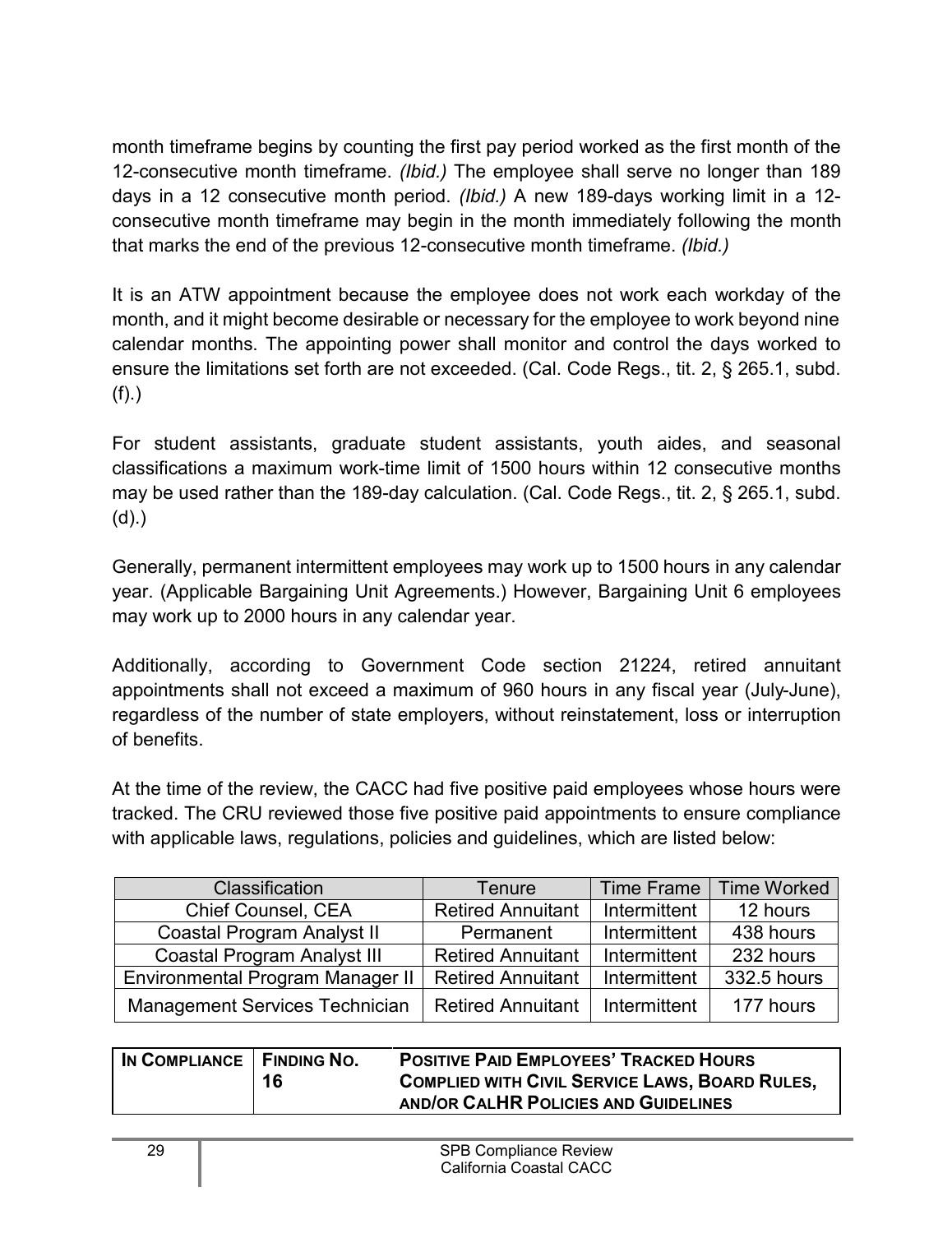month timeframe begins by counting the first pay period worked as the first month of the 12-consecutive month timeframe. *(Ibid.)* The employee shall serve no longer than 189 days in a 12 consecutive month period. *(Ibid.)* A new 189-days working limit in a 12-consecutive month timeframe may begin in the month immediately following the month that marks the end of the previous 12-consecutive month timeframe. *(Ibid.)*

It is an ATW appointment because the employee does not work each workday of the month, and it might become desirable or necessary for the employee to work beyond nine calendar months. The appointing power shall monitor and control the days worked to ensure the limitations set forth are not exceeded. (Cal. Code Regs., tit. 2, § 265.1, subd. (f).)

For student assistants, graduate student assistants, youth aides, and seasonal classifications a maximum work-time limit of 1500 hours within 12 consecutive months may be used rather than the 189-day calculation. (Cal. Code Regs., tit. 2, § 265.1, subd. (d).)

Generally, permanent intermittent employees may work up to 1500 hours in any calendar year. (Applicable Bargaining Unit Agreements.) However, Bargaining Unit 6 employees may work up to 2000 hours in any calendar year.

Additionally, according to Government Code section 21224, retired annuitant appointments shall not exceed a maximum of 960 hours in any fiscal year (July-June), regardless of the number of state employers, without reinstatement, loss or interruption of benefits.

At the time of the review, the CACC had five positive paid employees whose hours were tracked. The CRU reviewed those five positive paid appointments to ensure compliance with applicable laws, regulations, policies and guidelines, which are listed below:

| Classification | Tenure | Time Frame | Time Worked |
|---|---|---|---|
| Chief Counsel, CEA | Retired Annuitant | Intermittent | 12 hours |
| Coastal Program Analyst II | Permanent | Intermittent | 438 hours |
| Coastal Program Analyst III | Retired Annuitant | Intermittent | 232 hours |
| Environmental Program Manager II | Retired Annuitant | Intermittent | 332.5 hours |
| Management Services Technician | Retired Annuitant | Intermittent | 177 hours |

| IN COMPLIANCE | FINDING NO. 16 | POSITIVE PAID EMPLOYEES' TRACKED HOURS COMPLIED WITH CIVIL SERVICE LAWS, BOARD RULES, AND/OR CALHR POLICIES AND GUIDELINES |
|---|---|---|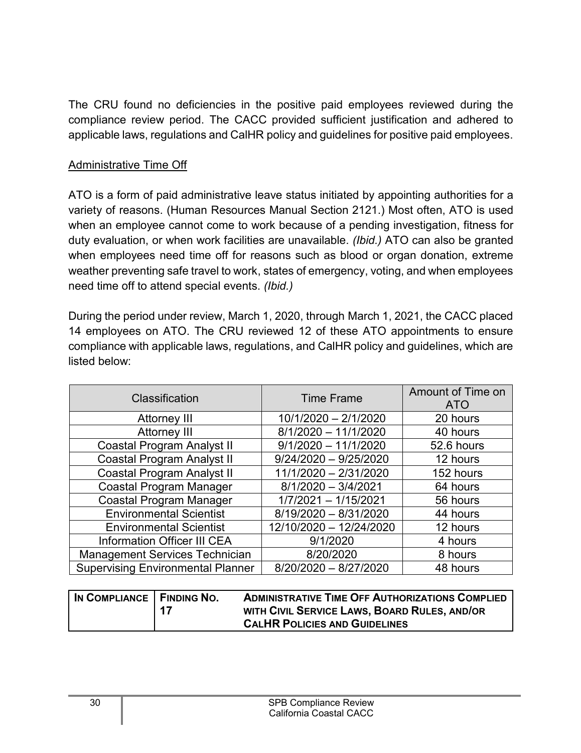The CRU found no deficiencies in the positive paid employees reviewed during the compliance review period. The CACC provided sufficient justification and adhered to applicable laws, regulations and CalHR policy and guidelines for positive paid employees.

## Administrative Time Off

ATO is a form of paid administrative leave status initiated by appointing authorities for a variety of reasons. (Human Resources Manual Section 2121.) Most often, ATO is used when an employee cannot come to work because of a pending investigation, fitness for duty evaluation, or when work facilities are unavailable. *(Ibid.)* ATO can also be granted when employees need time off for reasons such as blood or organ donation, extreme weather preventing safe travel to work, states of emergency, voting, and when employees need time off to attend special events. *(Ibid.)*

During the period under review, March 1, 2020, through March 1, 2021, the CACC placed 14 employees on ATO. The CRU reviewed 12 of these ATO appointments to ensure compliance with applicable laws, regulations, and CalHR policy and guidelines, which are listed below:

| Classification | Time Frame | Amount of Time on ATO |
|---|---|---|
| Attorney III | 10/1/2020 – 2/1/2020 | 20 hours |
| Attorney III | 8/1/2020 – 11/1/2020 | 40 hours |
| Coastal Program Analyst II | 9/1/2020 – 11/1/2020 | 52.6 hours |
| Coastal Program Analyst II | 9/24/2020 – 9/25/2020 | 12 hours |
| Coastal Program Analyst II | 11/1/2020 – 2/31/2020 | 152 hours |
| Coastal Program Manager | 8/1/2020 – 3/4/2021 | 64 hours |
| Coastal Program Manager | 1/7/2021 – 1/15/2021 | 56 hours |
| Environmental Scientist | 8/19/2020 – 8/31/2020 | 44 hours |
| Environmental Scientist | 12/10/2020 – 12/24/2020 | 12 hours |
| Information Officer III CEA | 9/1/2020 | 4 hours |
| Management Services Technician | 8/20/2020 | 8 hours |
| Supervising Environmental Planner | 8/20/2020 – 8/27/2020 | 48 hours |

| **IN COMPLIANCE** | **FINDING NO. 17** | **ADMINISTRATIVE TIME OFF AUTHORIZATIONS COMPLIED WITH CIVIL SERVICE LAWS, BOARD RULES, AND/OR CALHR POLICIES AND GUIDELINES** |
|---|---|---|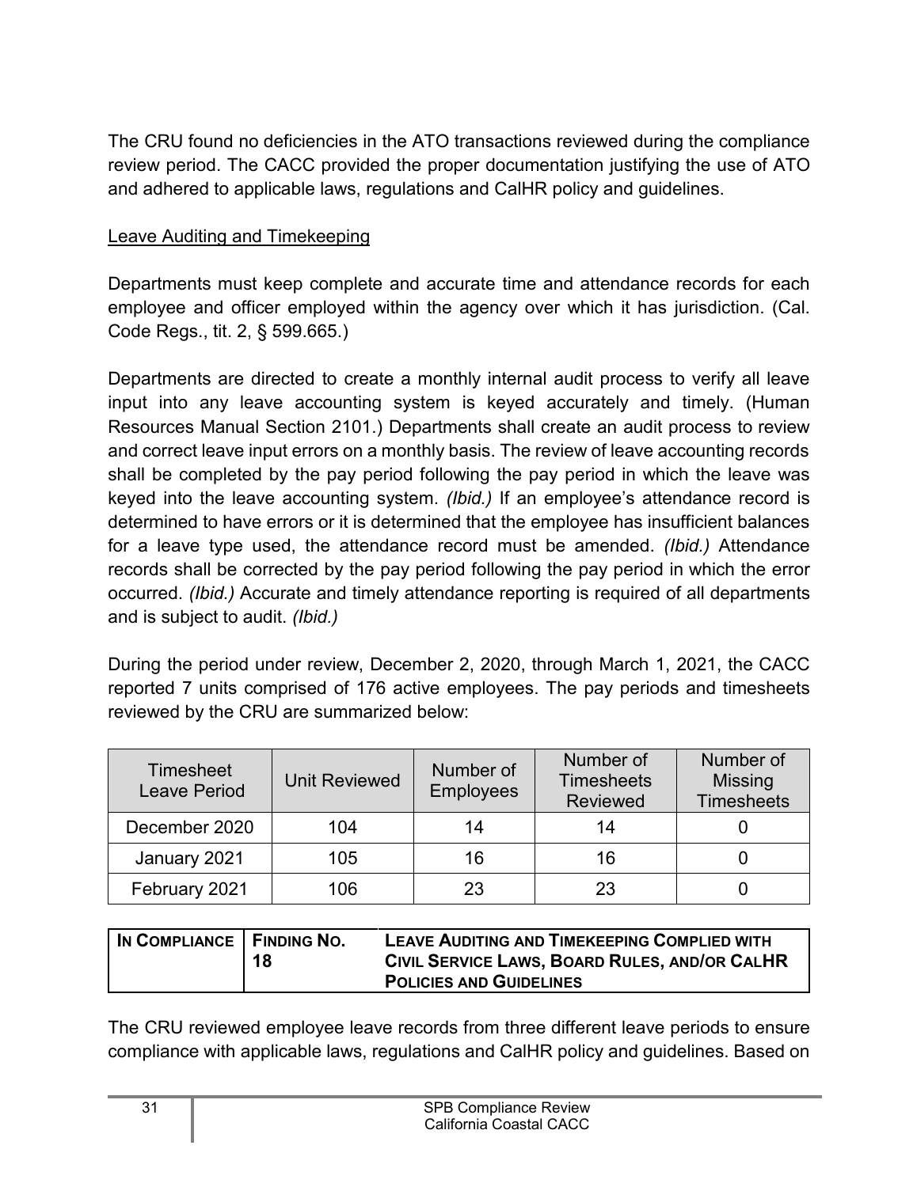The CRU found no deficiencies in the ATO transactions reviewed during the compliance review period. The CACC provided the proper documentation justifying the use of ATO and adhered to applicable laws, regulations and CalHR policy and guidelines.

## Leave Auditing and Timekeeping

Departments must keep complete and accurate time and attendance records for each employee and officer employed within the agency over which it has jurisdiction. (Cal. Code Regs., tit. 2, § 599.665.)

Departments are directed to create a monthly internal audit process to verify all leave input into any leave accounting system is keyed accurately and timely. (Human Resources Manual Section 2101.) Departments shall create an audit process to review and correct leave input errors on a monthly basis. The review of leave accounting records shall be completed by the pay period following the pay period in which the leave was keyed into the leave accounting system. *(Ibid.)* If an employee's attendance record is determined to have errors or it is determined that the employee has insufficient balances for a leave type used, the attendance record must be amended. *(Ibid.)* Attendance records shall be corrected by the pay period following the pay period in which the error occurred. *(Ibid.)* Accurate and timely attendance reporting is required of all departments and is subject to audit. *(Ibid.)*

During the period under review, December 2, 2020, through March 1, 2021, the CACC reported 7 units comprised of 176 active employees. The pay periods and timesheets reviewed by the CRU are summarized below:

| Timesheet Leave Period | Unit Reviewed | Number of Employees | Number of Timesheets Reviewed | Number of Missing Timesheets |
|---|---|---|---|---|
| December 2020 | 104 | 14 | 14 | 0 |
| January 2021 | 105 | 16 | 16 | 0 |
| February 2021 | 106 | 23 | 23 | 0 |

| **In Compliance** | **Finding No. 18** | **Leave Auditing and Timekeeping Complied with Civil Service Laws, Board Rules, and/or CalHR Policies and Guidelines** |
|---|---|---|

The CRU reviewed employee leave records from three different leave periods to ensure compliance with applicable laws, regulations and CalHR policy and guidelines. Based on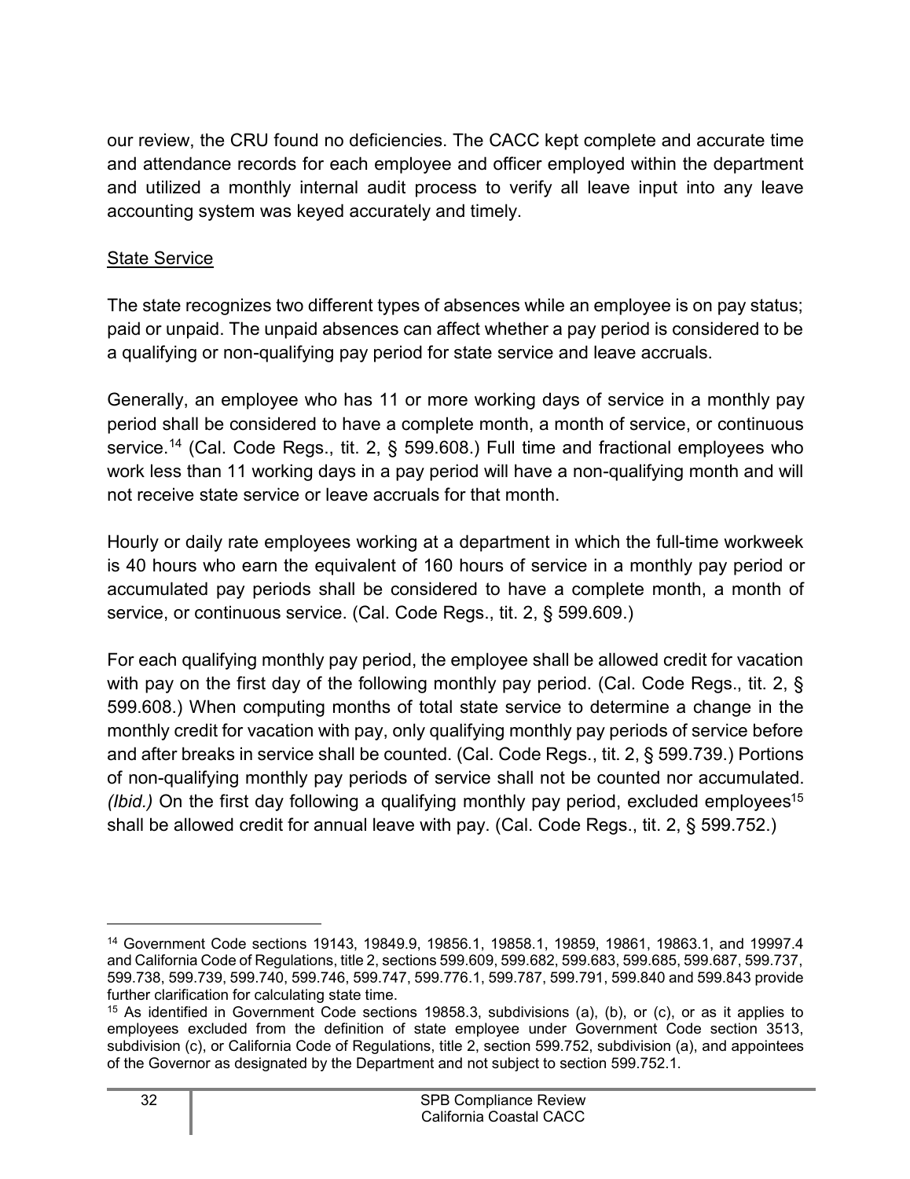our review, the CRU found no deficiencies. The CACC kept complete and accurate time and attendance records for each employee and officer employed within the department and utilized a monthly internal audit process to verify all leave input into any leave accounting system was keyed accurately and timely.

<u>State Service</u>

The state recognizes two different types of absences while an employee is on pay status; paid or unpaid. The unpaid absences can affect whether a pay period is considered to be a qualifying or non-qualifying pay period for state service and leave accruals.

Generally, an employee who has 11 or more working days of service in a monthly pay period shall be considered to have a complete month, a month of service, or continuous service.[14] (Cal. Code Regs., tit. 2, § 599.608.) Full time and fractional employees who work less than 11 working days in a pay period will have a non-qualifying month and will not receive state service or leave accruals for that month.

Hourly or daily rate employees working at a department in which the full-time workweek is 40 hours who earn the equivalent of 160 hours of service in a monthly pay period or accumulated pay periods shall be considered to have a complete month, a month of service, or continuous service. (Cal. Code Regs., tit. 2, § 599.609.)

For each qualifying monthly pay period, the employee shall be allowed credit for vacation with pay on the first day of the following monthly pay period. (Cal. Code Regs., tit. 2, § 599.608.) When computing months of total state service to determine a change in the monthly credit for vacation with pay, only qualifying monthly pay periods of service before and after breaks in service shall be counted. (Cal. Code Regs., tit. 2, § 599.739.) Portions of non-qualifying monthly pay periods of service shall not be counted nor accumulated. *(Ibid.)* On the first day following a qualifying monthly pay period, excluded employees[15] shall be allowed credit for annual leave with pay. (Cal. Code Regs., tit. 2, § 599.752.)

---

[14] Government Code sections 19143, 19849.9, 19856.1, 19858.1, 19859, 19861, 19863.1, and 19997.4 and California Code of Regulations, title 2, sections 599.609, 599.682, 599.683, 599.685, 599.687, 599.737, 599.738, 599.739, 599.740, 599.746, 599.747, 599.776.1, 599.787, 599.791, 599.840 and 599.843 provide further clarification for calculating state time.

[15] As identified in Government Code sections 19858.3, subdivisions (a), (b), or (c), or as it applies to employees excluded from the definition of state employee under Government Code section 3513, subdivision (c), or California Code of Regulations, title 2, section 599.752, subdivision (a), and appointees of the Governor as designated by the Department and not subject to section 599.752.1.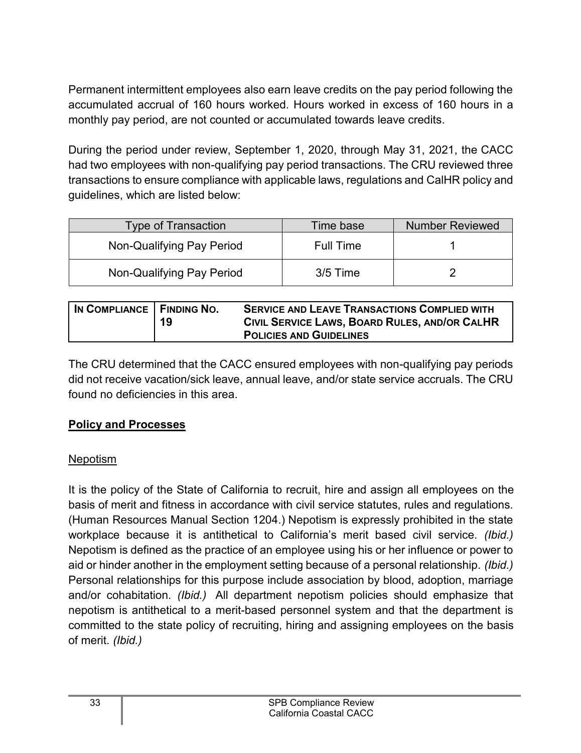Permanent intermittent employees also earn leave credits on the pay period following the accumulated accrual of 160 hours worked. Hours worked in excess of 160 hours in a monthly pay period, are not counted or accumulated towards leave credits.

During the period under review, September 1, 2020, through May 31, 2021, the CACC had two employees with non-qualifying pay period transactions. The CRU reviewed three transactions to ensure compliance with applicable laws, regulations and CalHR policy and guidelines, which are listed below:

| Type of Transaction | Time base | Number Reviewed |
|---|---|---|
| Non-Qualifying Pay Period | Full Time | 1 |
| Non-Qualifying Pay Period | 3/5 Time | 2 |

| IN COMPLIANCE | FINDING NO. 19 | SERVICE AND LEAVE TRANSACTIONS COMPLIED WITH CIVIL SERVICE LAWS, BOARD RULES, AND/OR CALHR POLICIES AND GUIDELINES |
|---|---|---|

The CRU determined that the CACC ensured employees with non-qualifying pay periods did not receive vacation/sick leave, annual leave, and/or state service accruals. The CRU found no deficiencies in this area.

## Policy and Processes

### Nepotism

It is the policy of the State of California to recruit, hire and assign all employees on the basis of merit and fitness in accordance with civil service statutes, rules and regulations. (Human Resources Manual Section 1204.) Nepotism is expressly prohibited in the state workplace because it is antithetical to California's merit based civil service. *(Ibid.)* Nepotism is defined as the practice of an employee using his or her influence or power to aid or hinder another in the employment setting because of a personal relationship. *(Ibid.)* Personal relationships for this purpose include association by blood, adoption, marriage and/or cohabitation. *(Ibid.)* All department nepotism policies should emphasize that nepotism is antithetical to a merit-based personnel system and that the department is committed to the state policy of recruiting, hiring and assigning employees on the basis of merit. *(Ibid.)*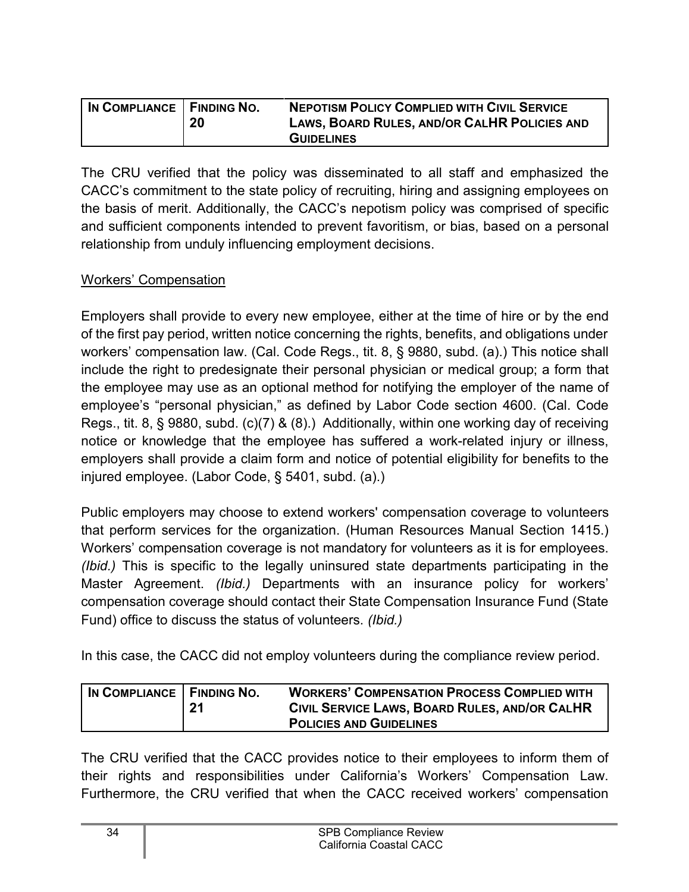| In Compliance | Finding No. 20 | Nepotism Policy Complied with Civil Service Laws, Board Rules, and/or CalHR Policies and Guidelines |
|---|---|---|

The CRU verified that the policy was disseminated to all staff and emphasized the CACC's commitment to the state policy of recruiting, hiring and assigning employees on the basis of merit. Additionally, the CACC's nepotism policy was comprised of specific and sufficient components intended to prevent favoritism, or bias, based on a personal relationship from unduly influencing employment decisions.

Workers' Compensation

Employers shall provide to every new employee, either at the time of hire or by the end of the first pay period, written notice concerning the rights, benefits, and obligations under workers' compensation law. (Cal. Code Regs., tit. 8, § 9880, subd. (a).) This notice shall include the right to predesignate their personal physician or medical group; a form that the employee may use as an optional method for notifying the employer of the name of employee's "personal physician," as defined by Labor Code section 4600. (Cal. Code Regs., tit. 8, § 9880, subd. (c)(7) & (8).) Additionally, within one working day of receiving notice or knowledge that the employee has suffered a work-related injury or illness, employers shall provide a claim form and notice of potential eligibility for benefits to the injured employee. (Labor Code, § 5401, subd. (a).)

Public employers may choose to extend workers' compensation coverage to volunteers that perform services for the organization. (Human Resources Manual Section 1415.) Workers' compensation coverage is not mandatory for volunteers as it is for employees. *(Ibid.)* This is specific to the legally uninsured state departments participating in the Master Agreement. *(Ibid.)* Departments with an insurance policy for workers' compensation coverage should contact their State Compensation Insurance Fund (State Fund) office to discuss the status of volunteers. *(Ibid.)*

In this case, the CACC did not employ volunteers during the compliance review period.

| In Compliance | Finding No. 21 | Workers' Compensation Process Complied with Civil Service Laws, Board Rules, and/or CalHR Policies and Guidelines |
|---|---|---|

The CRU verified that the CACC provides notice to their employees to inform them of their rights and responsibilities under California's Workers' Compensation Law. Furthermore, the CRU verified that when the CACC received workers' compensation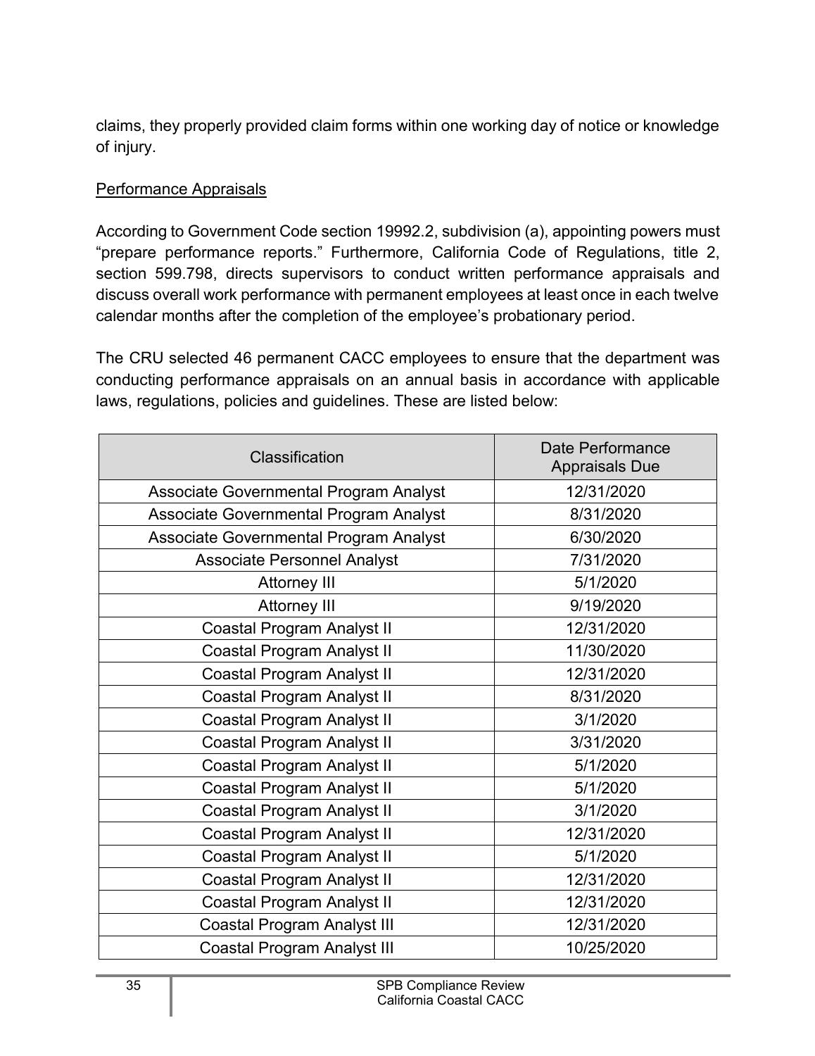claims, they properly provided claim forms within one working day of notice or knowledge of injury.

Performance Appraisals

According to Government Code section 19992.2, subdivision (a), appointing powers must "prepare performance reports." Furthermore, California Code of Regulations, title 2, section 599.798, directs supervisors to conduct written performance appraisals and discuss overall work performance with permanent employees at least once in each twelve calendar months after the completion of the employee's probationary period.

The CRU selected 46 permanent CACC employees to ensure that the department was conducting performance appraisals on an annual basis in accordance with applicable laws, regulations, policies and guidelines. These are listed below:

| Classification | Date Performance Appraisals Due |
|---|---|
| Associate Governmental Program Analyst | 12/31/2020 |
| Associate Governmental Program Analyst | 8/31/2020 |
| Associate Governmental Program Analyst | 6/30/2020 |
| Associate Personnel Analyst | 7/31/2020 |
| Attorney III | 5/1/2020 |
| Attorney III | 9/19/2020 |
| Coastal Program Analyst II | 12/31/2020 |
| Coastal Program Analyst II | 11/30/2020 |
| Coastal Program Analyst II | 12/31/2020 |
| Coastal Program Analyst II | 8/31/2020 |
| Coastal Program Analyst II | 3/1/2020 |
| Coastal Program Analyst II | 3/31/2020 |
| Coastal Program Analyst II | 5/1/2020 |
| Coastal Program Analyst II | 5/1/2020 |
| Coastal Program Analyst II | 3/1/2020 |
| Coastal Program Analyst II | 12/31/2020 |
| Coastal Program Analyst II | 5/1/2020 |
| Coastal Program Analyst II | 12/31/2020 |
| Coastal Program Analyst II | 12/31/2020 |
| Coastal Program Analyst III | 12/31/2020 |
| Coastal Program Analyst III | 10/25/2020 |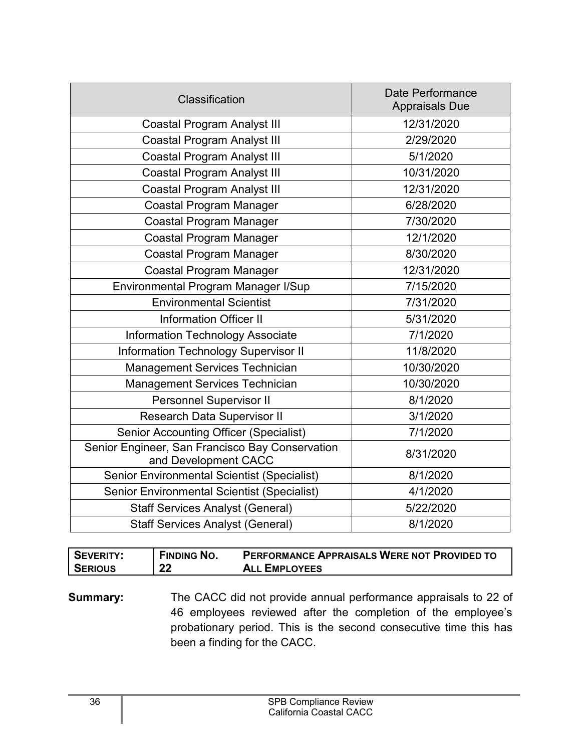| Classification | Date Performance Appraisals Due |
|---|---|
| Coastal Program Analyst III | 12/31/2020 |
| Coastal Program Analyst III | 2/29/2020 |
| Coastal Program Analyst III | 5/1/2020 |
| Coastal Program Analyst III | 10/31/2020 |
| Coastal Program Analyst III | 12/31/2020 |
| Coastal Program Manager | 6/28/2020 |
| Coastal Program Manager | 7/30/2020 |
| Coastal Program Manager | 12/1/2020 |
| Coastal Program Manager | 8/30/2020 |
| Coastal Program Manager | 12/31/2020 |
| Environmental Program Manager I/Sup | 7/15/2020 |
| Environmental Scientist | 7/31/2020 |
| Information Officer II | 5/31/2020 |
| Information Technology Associate | 7/1/2020 |
| Information Technology Supervisor II | 11/8/2020 |
| Management Services Technician | 10/30/2020 |
| Management Services Technician | 10/30/2020 |
| Personnel Supervisor II | 8/1/2020 |
| Research Data Supervisor II | 3/1/2020 |
| Senior Accounting Officer (Specialist) | 7/1/2020 |
| Senior Engineer, San Francisco Bay Conservation and Development CACC | 8/31/2020 |
| Senior Environmental Scientist (Specialist) | 8/1/2020 |
| Senior Environmental Scientist (Specialist) | 4/1/2020 |
| Staff Services Analyst (General) | 5/22/2020 |
| Staff Services Analyst (General) | 8/1/2020 |

| SEVERITY: SERIOUS | FINDING NO. 22 | PERFORMANCE APPRAISALS WERE NOT PROVIDED TO ALL EMPLOYEES |
|---|---|---|

**Summary:** The CACC did not provide annual performance appraisals to 22 of 46 employees reviewed after the completion of the employee's probationary period. This is the second consecutive time this has been a finding for the CACC.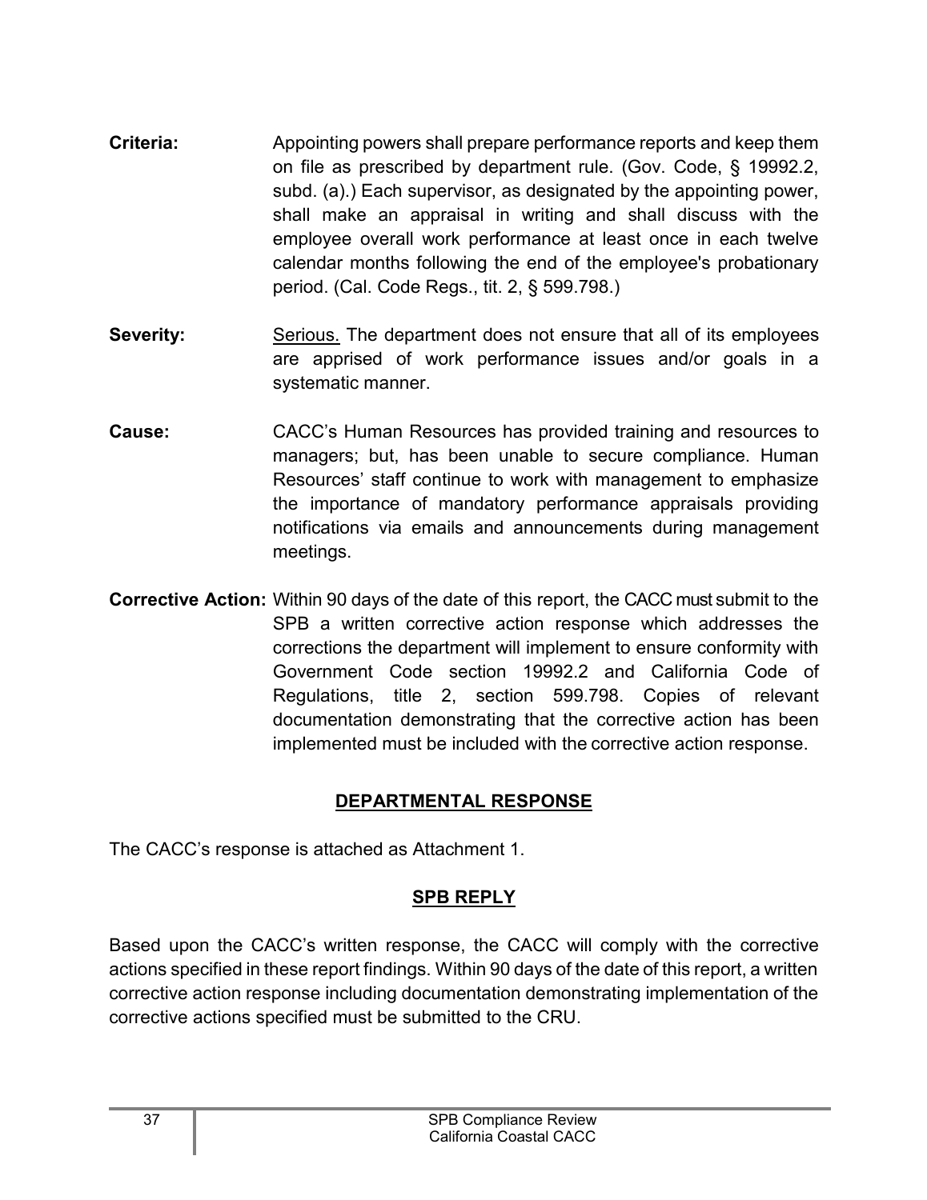**Criteria:** Appointing powers shall prepare performance reports and keep them on file as prescribed by department rule. (Gov. Code, § 19992.2, subd. (a).) Each supervisor, as designated by the appointing power, shall make an appraisal in writing and shall discuss with the employee overall work performance at least once in each twelve calendar months following the end of the employee's probationary period. (Cal. Code Regs., tit. 2, § 599.798.)

**Severity:** Serious. The department does not ensure that all of its employees are apprised of work performance issues and/or goals in a systematic manner.

**Cause:** CACC's Human Resources has provided training and resources to managers; but, has been unable to secure compliance. Human Resources' staff continue to work with management to emphasize the importance of mandatory performance appraisals providing notifications via emails and announcements during management meetings.

**Corrective Action:** Within 90 days of the date of this report, the CACC must submit to the SPB a written corrective action response which addresses the corrections the department will implement to ensure conformity with Government Code section 19992.2 and California Code of Regulations, title 2, section 599.798. Copies of relevant documentation demonstrating that the corrective action has been implemented must be included with the corrective action response.

## DEPARTMENTAL RESPONSE

The CACC's response is attached as Attachment 1.

## SPB REPLY

Based upon the CACC's written response, the CACC will comply with the corrective actions specified in these report findings. Within 90 days of the date of this report, a written corrective action response including documentation demonstrating implementation of the corrective actions specified must be submitted to the CRU.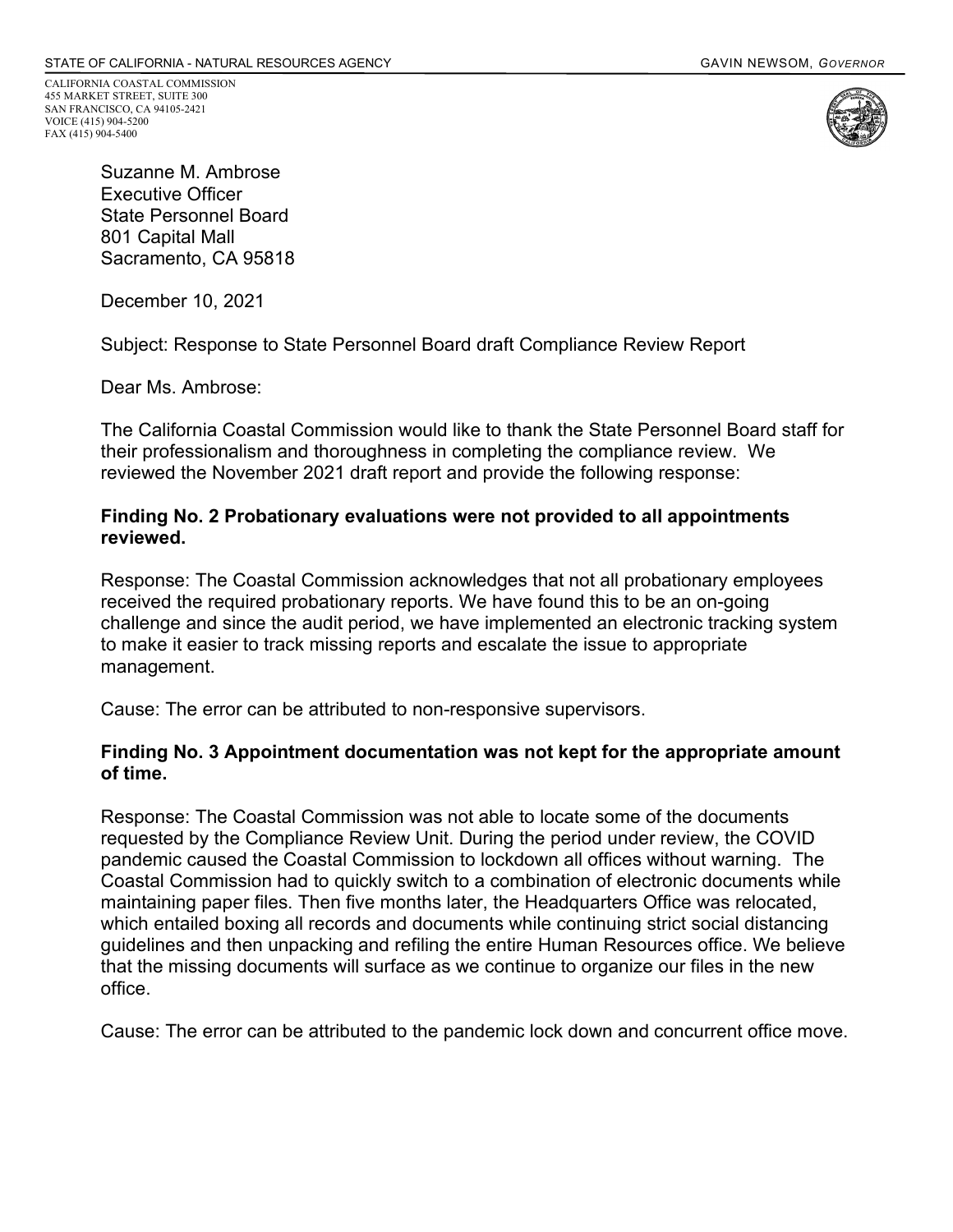STATE OF CALIFORNIA - NATURAL RESOURCES AGENCY GAVIN NEWSOM, *GOVERNOR*

CALIFORNIA COASTAL COMMISSION
455 MARKET STREET, SUITE 300
SAN FRANCISCO, CA 94105-2421
VOICE (415) 904-5200
FAX (415) 904-5400

Suzanne M. Ambrose
Executive Officer
State Personnel Board
801 Capital Mall
Sacramento, CA 95818

December 10, 2021

Subject: Response to State Personnel Board draft Compliance Review Report

Dear Ms. Ambrose:

The California Coastal Commission would like to thank the State Personnel Board staff for their professionalism and thoroughness in completing the compliance review. We reviewed the November 2021 draft report and provide the following response:

**Finding No. 2 Probationary evaluations were not provided to all appointments reviewed.**

Response: The Coastal Commission acknowledges that not all probationary employees received the required probationary reports. We have found this to be an on-going challenge and since the audit period, we have implemented an electronic tracking system to make it easier to track missing reports and escalate the issue to appropriate management.

Cause: The error can be attributed to non-responsive supervisors.

**Finding No. 3 Appointment documentation was not kept for the appropriate amount of time.**

Response: The Coastal Commission was not able to locate some of the documents requested by the Compliance Review Unit. During the period under review, the COVID pandemic caused the Coastal Commission to lockdown all offices without warning. The Coastal Commission had to quickly switch to a combination of electronic documents while maintaining paper files. Then five months later, the Headquarters Office was relocated, which entailed boxing all records and documents while continuing strict social distancing guidelines and then unpacking and refiling the entire Human Resources office. We believe that the missing documents will surface as we continue to organize our files in the new office.

Cause: The error can be attributed to the pandemic lock down and concurrent office move.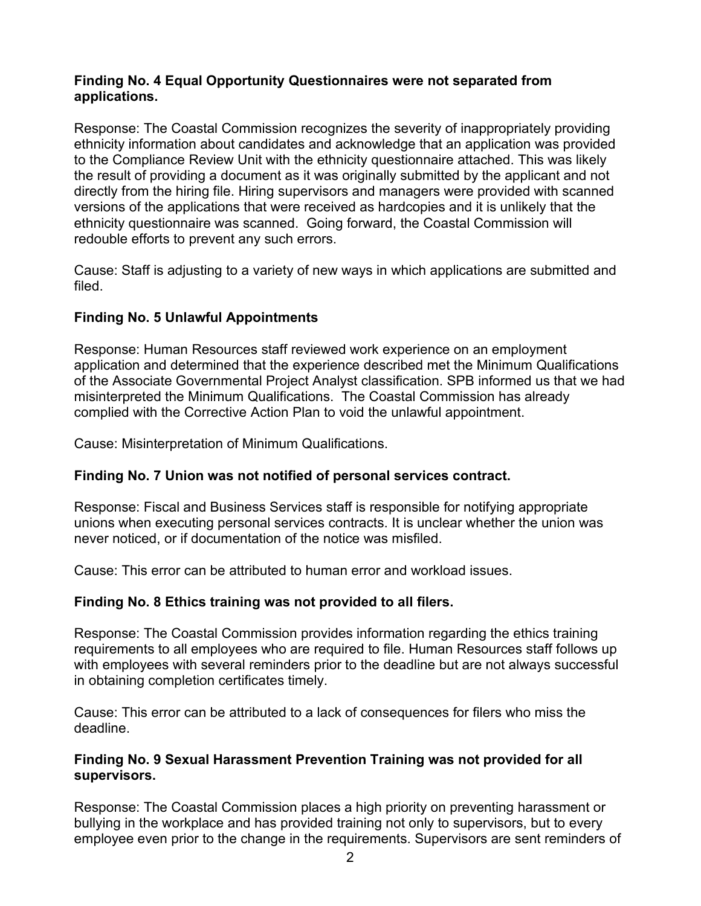**Finding No. 4 Equal Opportunity Questionnaires were not separated from applications.**

Response: The Coastal Commission recognizes the severity of inappropriately providing ethnicity information about candidates and acknowledge that an application was provided to the Compliance Review Unit with the ethnicity questionnaire attached. This was likely the result of providing a document as it was originally submitted by the applicant and not directly from the hiring file. Hiring supervisors and managers were provided with scanned versions of the applications that were received as hardcopies and it is unlikely that the ethnicity questionnaire was scanned. Going forward, the Coastal Commission will redouble efforts to prevent any such errors.

Cause: Staff is adjusting to a variety of new ways in which applications are submitted and filed.

**Finding No. 5 Unlawful Appointments**

Response: Human Resources staff reviewed work experience on an employment application and determined that the experience described met the Minimum Qualifications of the Associate Governmental Project Analyst classification. SPB informed us that we had misinterpreted the Minimum Qualifications. The Coastal Commission has already complied with the Corrective Action Plan to void the unlawful appointment.

Cause: Misinterpretation of Minimum Qualifications.

**Finding No. 7 Union was not notified of personal services contract.**

Response: Fiscal and Business Services staff is responsible for notifying appropriate unions when executing personal services contracts. It is unclear whether the union was never noticed, or if documentation of the notice was misfiled.

Cause: This error can be attributed to human error and workload issues.

**Finding No. 8 Ethics training was not provided to all filers.**

Response: The Coastal Commission provides information regarding the ethics training requirements to all employees who are required to file. Human Resources staff follows up with employees with several reminders prior to the deadline but are not always successful in obtaining completion certificates timely.

Cause: This error can be attributed to a lack of consequences for filers who miss the deadline.

**Finding No. 9 Sexual Harassment Prevention Training was not provided for all supervisors.**

Response: The Coastal Commission places a high priority on preventing harassment or bullying in the workplace and has provided training not only to supervisors, but to every employee even prior to the change in the requirements. Supervisors are sent reminders of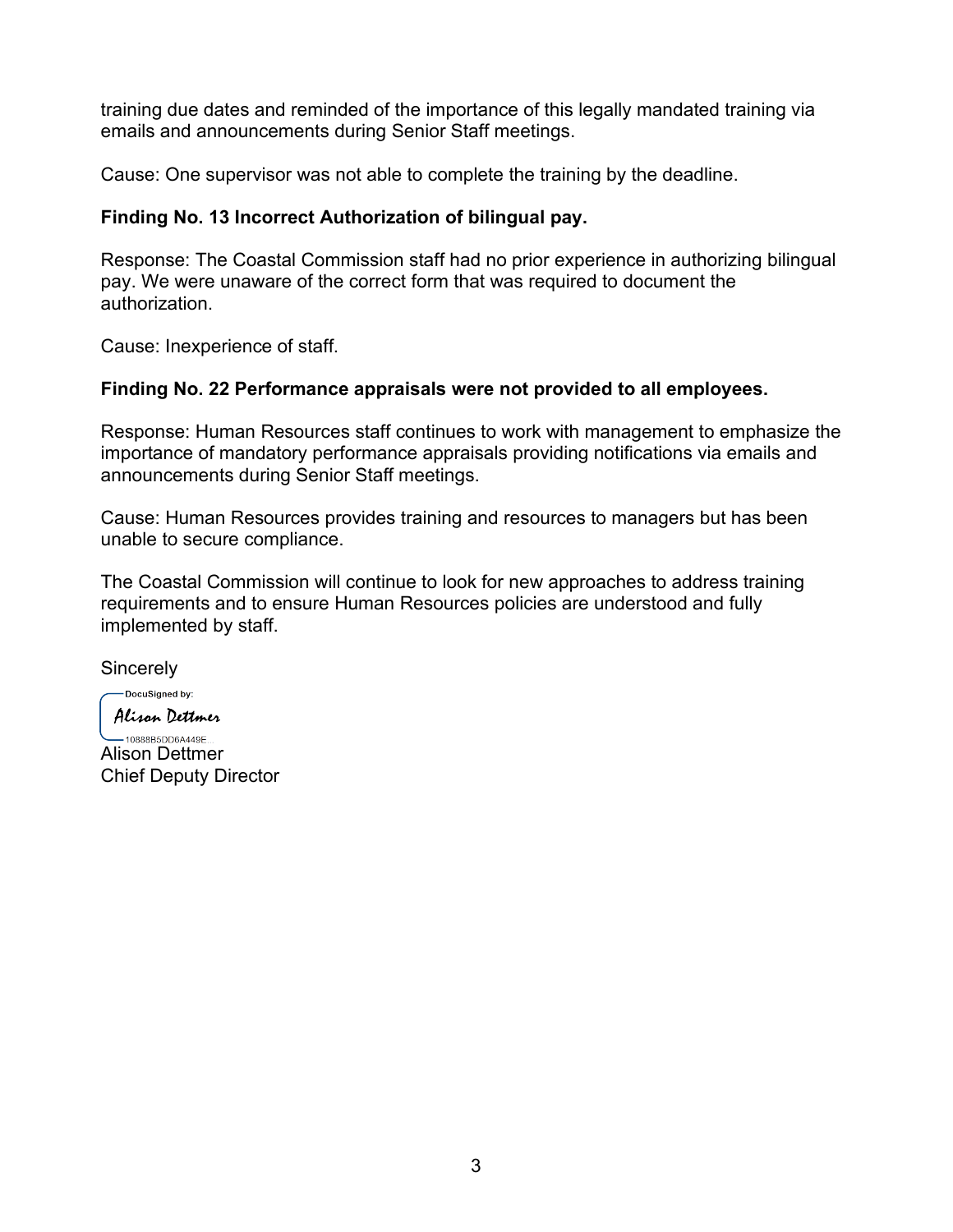training due dates and reminded of the importance of this legally mandated training via emails and announcements during Senior Staff meetings.

Cause: One supervisor was not able to complete the training by the deadline.

**Finding No. 13 Incorrect Authorization of bilingual pay.**

Response: The Coastal Commission staff had no prior experience in authorizing bilingual pay. We were unaware of the correct form that was required to document the authorization.

Cause: Inexperience of staff.

**Finding No. 22 Performance appraisals were not provided to all employees.**

Response: Human Resources staff continues to work with management to emphasize the importance of mandatory performance appraisals providing notifications via emails and announcements during Senior Staff meetings.

Cause: Human Resources provides training and resources to managers but has been unable to secure compliance.

The Coastal Commission will continue to look for new approaches to address training requirements and to ensure Human Resources policies are understood and fully implemented by staff.

Sincerely

DocuSigned by:
Alison Dettmer
10888B5DD6A449E...

Alison Dettmer
Chief Deputy Director